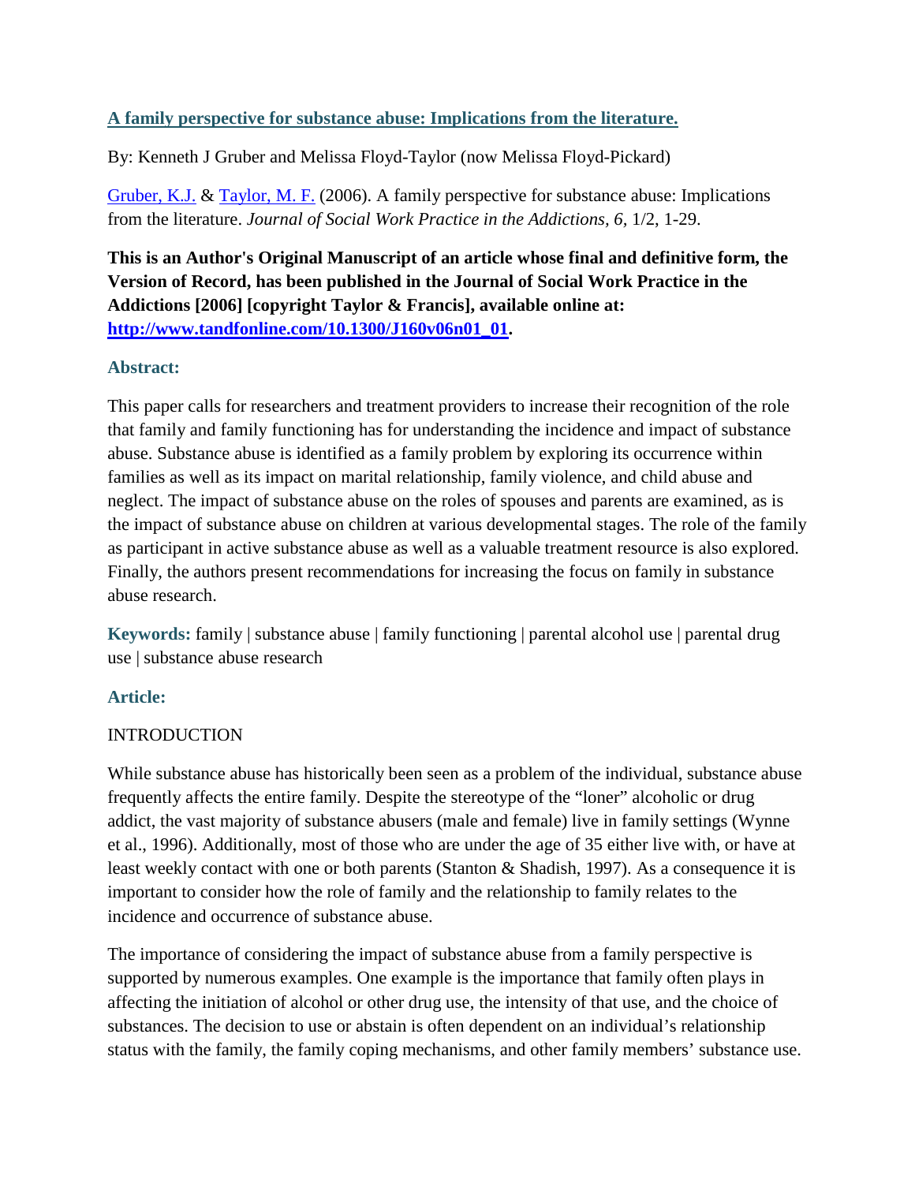**A family perspective for substance abuse: Implications from the literature.**

By: Kenneth J Gruber and Melissa Floyd-Taylor (now Melissa Floyd-Pickard)

Gruber, K.J. & Taylor, M. F. (2006). A family perspective for substance abuse: Implications from the literature. *Journal of Social Work Practice in the Addictions, 6,* 1/2, 1-29.

**This is an Author's Original Manuscript of an article whose final and definitive form, the Version of Record, has been published in the Journal of Social Work Practice in the Addictions [2006] [copyright Taylor & Francis], available online at: http://www.tandfonline.com/10.1300/J160v06n01_01.**

**Abstract:**

This paper calls for researchers and treatment providers to increase their recognition of the role that family and family functioning has for understanding the incidence and impact of substance abuse. Substance abuse is identified as a family problem by exploring its occurrence within families as well as its impact on marital relationship, family violence, and child abuse and neglect. The impact of substance abuse on the roles of spouses and parents are examined, as is the impact of substance abuse on children at various developmental stages. The role of the family as participant in active substance abuse as well as a valuable treatment resource is also explored. Finally, the authors present recommendations for increasing the focus on family in substance abuse research.

**Keywords:** family | substance abuse | family functioning | parental alcohol use | parental drug use | substance abuse research

**Article:**

INTRODUCTION

While substance abuse has historically been seen as a problem of the individual, substance abuse frequently affects the entire family. Despite the stereotype of the "loner" alcoholic or drug addict, the vast majority of substance abusers (male and female) live in family settings (Wynne et al., 1996). Additionally, most of those who are under the age of 35 either live with, or have at least weekly contact with one or both parents (Stanton & Shadish, 1997). As a consequence it is important to consider how the role of family and the relationship to family relates to the incidence and occurrence of substance abuse.

The importance of considering the impact of substance abuse from a family perspective is supported by numerous examples. One example is the importance that family often plays in affecting the initiation of alcohol or other drug use, the intensity of that use, and the choice of substances. The decision to use or abstain is often dependent on an individual's relationship status with the family, the family coping mechanisms, and other family members' substance use.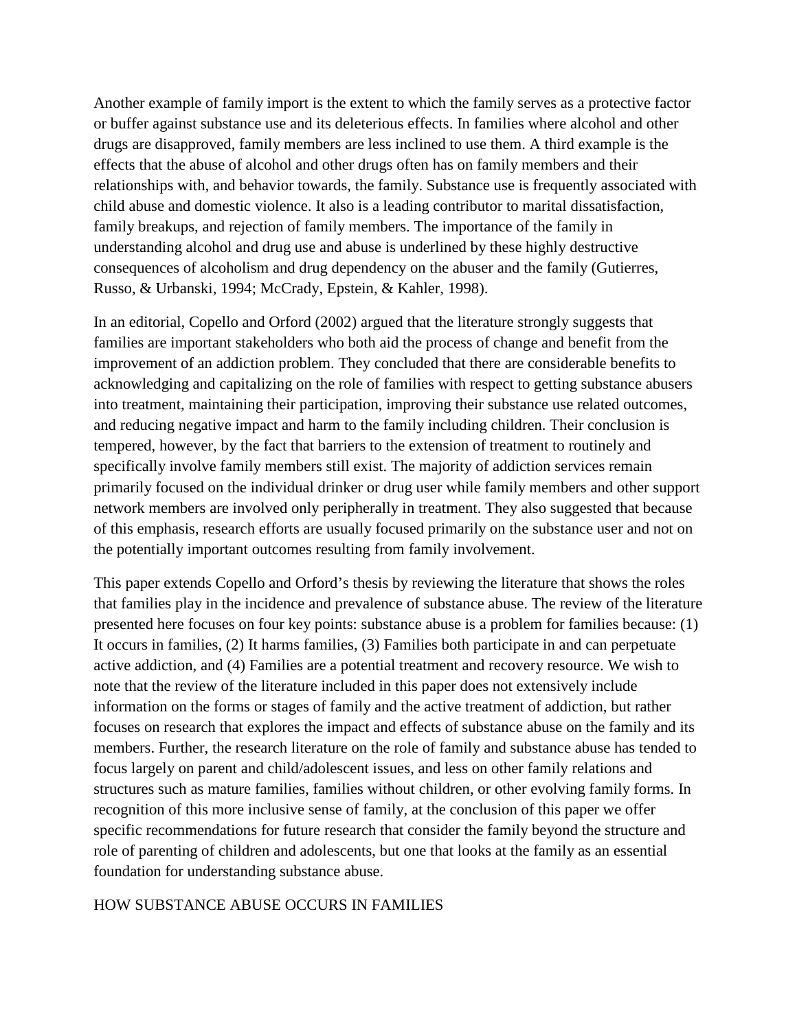Another example of family import is the extent to which the family serves as a protective factor or buffer against substance use and its deleterious effects. In families where alcohol and other drugs are disapproved, family members are less inclined to use them. A third example is the effects that the abuse of alcohol and other drugs often has on family members and their relationships with, and behavior towards, the family. Substance use is frequently associated with child abuse and domestic violence. It also is a leading contributor to marital dissatisfaction, family breakups, and rejection of family members. The importance of the family in understanding alcohol and drug use and abuse is underlined by these highly destructive consequences of alcoholism and drug dependency on the abuser and the family (Gutierres, Russo, & Urbanski, 1994; McCrady, Epstein, & Kahler, 1998).

In an editorial, Copello and Orford (2002) argued that the literature strongly suggests that families are important stakeholders who both aid the process of change and benefit from the improvement of an addiction problem. They concluded that there are considerable benefits to acknowledging and capitalizing on the role of families with respect to getting substance abusers into treatment, maintaining their participation, improving their substance use related outcomes, and reducing negative impact and harm to the family including children. Their conclusion is tempered, however, by the fact that barriers to the extension of treatment to routinely and specifically involve family members still exist. The majority of addiction services remain primarily focused on the individual drinker or drug user while family members and other support network members are involved only peripherally in treatment. They also suggested that because of this emphasis, research efforts are usually focused primarily on the substance user and not on the potentially important outcomes resulting from family involvement.

This paper extends Copello and Orford's thesis by reviewing the literature that shows the roles that families play in the incidence and prevalence of substance abuse. The review of the literature presented here focuses on four key points: substance abuse is a problem for families because: (1) It occurs in families, (2) It harms families, (3) Families both participate in and can perpetuate active addiction, and (4) Families are a potential treatment and recovery resource. We wish to note that the review of the literature included in this paper does not extensively include information on the forms or stages of family and the active treatment of addiction, but rather focuses on research that explores the impact and effects of substance abuse on the family and its members. Further, the research literature on the role of family and substance abuse has tended to focus largely on parent and child/adolescent issues, and less on other family relations and structures such as mature families, families without children, or other evolving family forms. In recognition of this more inclusive sense of family, at the conclusion of this paper we offer specific recommendations for future research that consider the family beyond the structure and role of parenting of children and adolescents, but one that looks at the family as an essential foundation for understanding substance abuse.

## HOW SUBSTANCE ABUSE OCCURS IN FAMILIES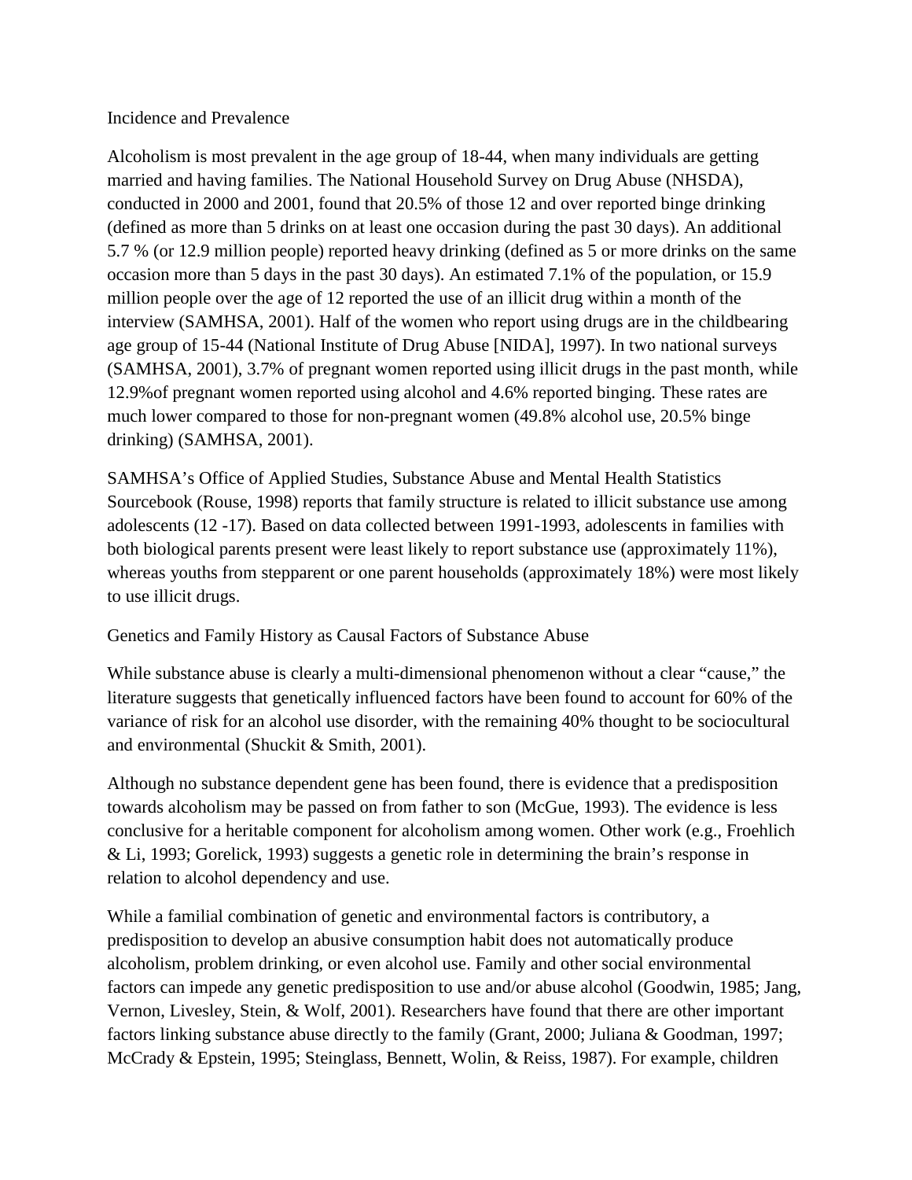## Incidence and Prevalence

Alcoholism is most prevalent in the age group of 18-44, when many individuals are getting married and having families. The National Household Survey on Drug Abuse (NHSDA), conducted in 2000 and 2001, found that 20.5% of those 12 and over reported binge drinking (defined as more than 5 drinks on at least one occasion during the past 30 days). An additional 5.7 % (or 12.9 million people) reported heavy drinking (defined as 5 or more drinks on the same occasion more than 5 days in the past 30 days). An estimated 7.1% of the population, or 15.9 million people over the age of 12 reported the use of an illicit drug within a month of the interview (SAMHSA, 2001). Half of the women who report using drugs are in the childbearing age group of 15-44 (National Institute of Drug Abuse [NIDA], 1997). In two national surveys (SAMHSA, 2001), 3.7% of pregnant women reported using illicit drugs in the past month, while 12.9%of pregnant women reported using alcohol and 4.6% reported binging. These rates are much lower compared to those for non-pregnant women (49.8% alcohol use, 20.5% binge drinking) (SAMHSA, 2001).

SAMHSA's Office of Applied Studies, Substance Abuse and Mental Health Statistics Sourcebook (Rouse, 1998) reports that family structure is related to illicit substance use among adolescents (12 -17). Based on data collected between 1991-1993, adolescents in families with both biological parents present were least likely to report substance use (approximately 11%), whereas youths from stepparent or one parent households (approximately 18%) were most likely to use illicit drugs.

## Genetics and Family History as Causal Factors of Substance Abuse

While substance abuse is clearly a multi-dimensional phenomenon without a clear "cause," the literature suggests that genetically influenced factors have been found to account for 60% of the variance of risk for an alcohol use disorder, with the remaining 40% thought to be sociocultural and environmental (Shuckit & Smith, 2001).

Although no substance dependent gene has been found, there is evidence that a predisposition towards alcoholism may be passed on from father to son (McGue, 1993). The evidence is less conclusive for a heritable component for alcoholism among women. Other work (e.g., Froehlich & Li, 1993; Gorelick, 1993) suggests a genetic role in determining the brain's response in relation to alcohol dependency and use.

While a familial combination of genetic and environmental factors is contributory, a predisposition to develop an abusive consumption habit does not automatically produce alcoholism, problem drinking, or even alcohol use. Family and other social environmental factors can impede any genetic predisposition to use and/or abuse alcohol (Goodwin, 1985; Jang, Vernon, Livesley, Stein, & Wolf, 2001). Researchers have found that there are other important factors linking substance abuse directly to the family (Grant, 2000; Juliana & Goodman, 1997; McCrady & Epstein, 1995; Steinglass, Bennett, Wolin, & Reiss, 1987). For example, children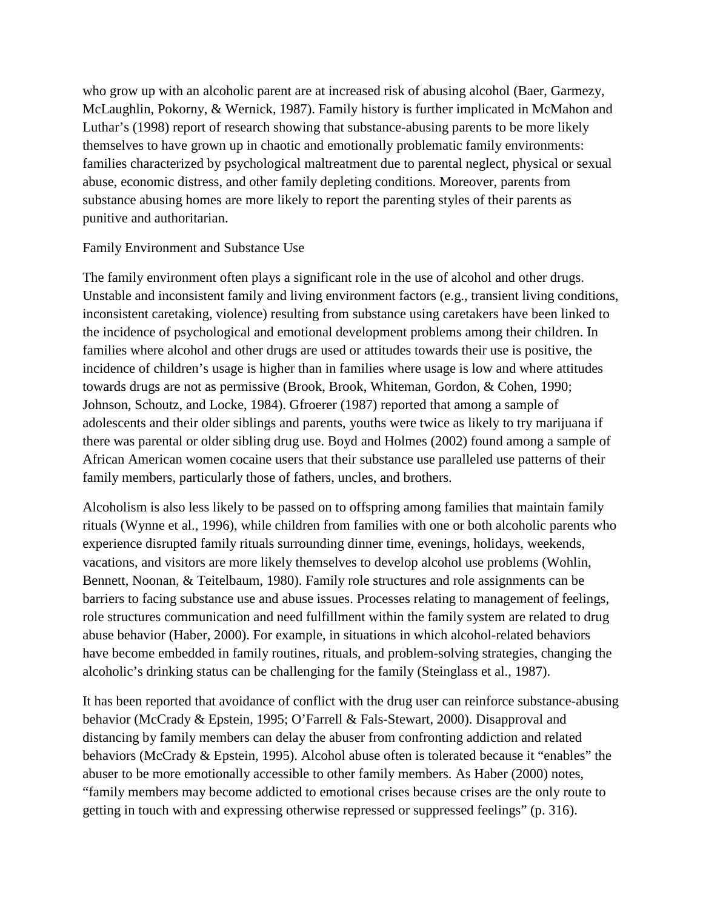who grow up with an alcoholic parent are at increased risk of abusing alcohol (Baer, Garmezy, McLaughlin, Pokorny, & Wernick, 1987). Family history is further implicated in McMahon and Luthar's (1998) report of research showing that substance-abusing parents to be more likely themselves to have grown up in chaotic and emotionally problematic family environments: families characterized by psychological maltreatment due to parental neglect, physical or sexual abuse, economic distress, and other family depleting conditions. Moreover, parents from substance abusing homes are more likely to report the parenting styles of their parents as punitive and authoritarian.

## Family Environment and Substance Use

The family environment often plays a significant role in the use of alcohol and other drugs. Unstable and inconsistent family and living environment factors (e.g., transient living conditions, inconsistent caretaking, violence) resulting from substance using caretakers have been linked to the incidence of psychological and emotional development problems among their children. In families where alcohol and other drugs are used or attitudes towards their use is positive, the incidence of children's usage is higher than in families where usage is low and where attitudes towards drugs are not as permissive (Brook, Brook, Whiteman, Gordon, & Cohen, 1990; Johnson, Schoutz, and Locke, 1984). Gfroerer (1987) reported that among a sample of adolescents and their older siblings and parents, youths were twice as likely to try marijuana if there was parental or older sibling drug use. Boyd and Holmes (2002) found among a sample of African American women cocaine users that their substance use paralleled use patterns of their family members, particularly those of fathers, uncles, and brothers.

Alcoholism is also less likely to be passed on to offspring among families that maintain family rituals (Wynne et al., 1996), while children from families with one or both alcoholic parents who experience disrupted family rituals surrounding dinner time, evenings, holidays, weekends, vacations, and visitors are more likely themselves to develop alcohol use problems (Wohlin, Bennett, Noonan, & Teitelbaum, 1980). Family role structures and role assignments can be barriers to facing substance use and abuse issues. Processes relating to management of feelings, role structures communication and need fulfillment within the family system are related to drug abuse behavior (Haber, 2000). For example, in situations in which alcohol-related behaviors have become embedded in family routines, rituals, and problem-solving strategies, changing the alcoholic's drinking status can be challenging for the family (Steinglass et al., 1987).

It has been reported that avoidance of conflict with the drug user can reinforce substance-abusing behavior (McCrady & Epstein, 1995; O'Farrell & Fals-Stewart, 2000). Disapproval and distancing by family members can delay the abuser from confronting addiction and related behaviors (McCrady & Epstein, 1995). Alcohol abuse often is tolerated because it "enables" the abuser to be more emotionally accessible to other family members. As Haber (2000) notes, "family members may become addicted to emotional crises because crises are the only route to getting in touch with and expressing otherwise repressed or suppressed feelings" (p. 316).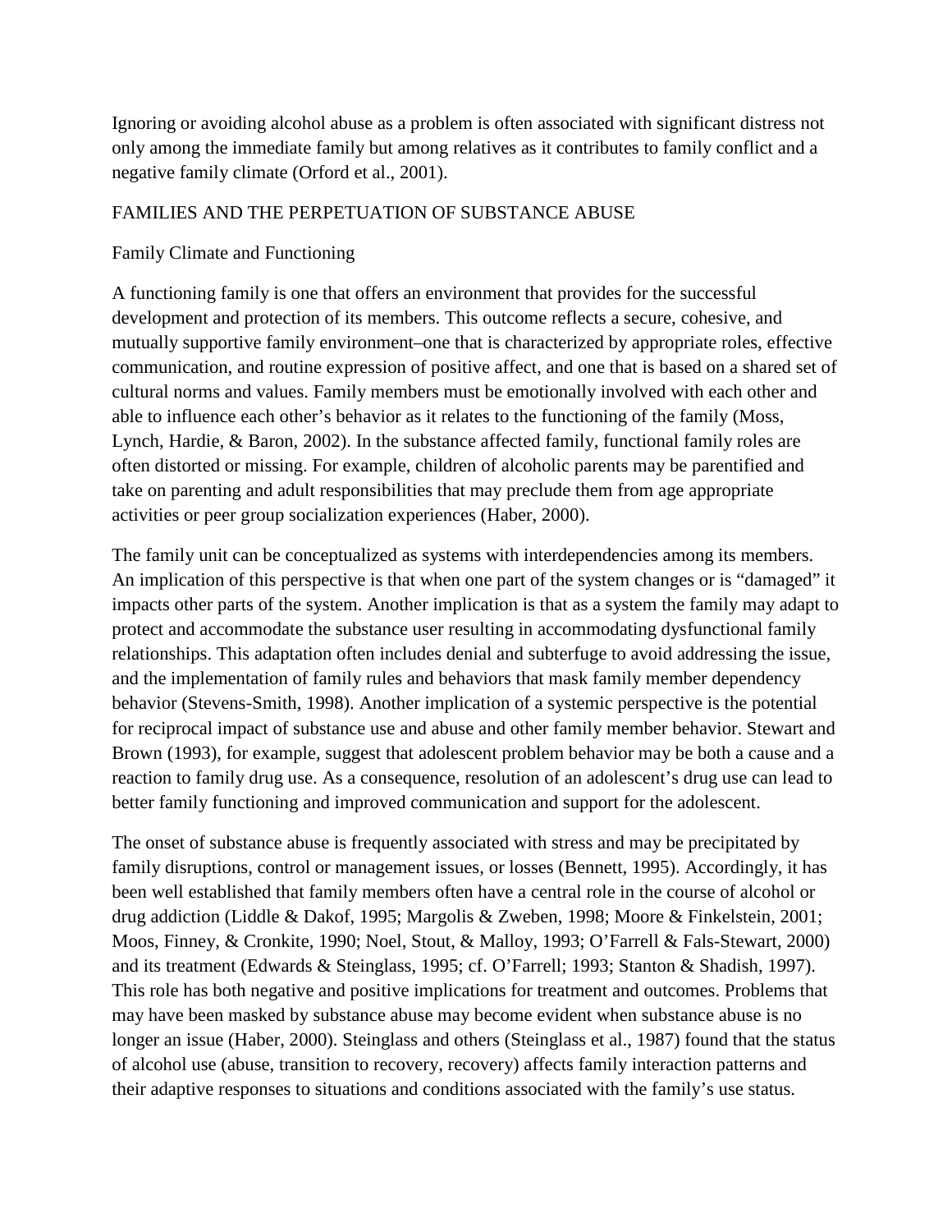Ignoring or avoiding alcohol abuse as a problem is often associated with significant distress not only among the immediate family but among relatives as it contributes to family conflict and a negative family climate (Orford et al., 2001).

## FAMILIES AND THE PERPETUATION OF SUBSTANCE ABUSE

### Family Climate and Functioning

A functioning family is one that offers an environment that provides for the successful development and protection of its members. This outcome reflects a secure, cohesive, and mutually supportive family environment–one that is characterized by appropriate roles, effective communication, and routine expression of positive affect, and one that is based on a shared set of cultural norms and values. Family members must be emotionally involved with each other and able to influence each other's behavior as it relates to the functioning of the family (Moss, Lynch, Hardie, & Baron, 2002). In the substance affected family, functional family roles are often distorted or missing. For example, children of alcoholic parents may be parentified and take on parenting and adult responsibilities that may preclude them from age appropriate activities or peer group socialization experiences (Haber, 2000).

The family unit can be conceptualized as systems with interdependencies among its members. An implication of this perspective is that when one part of the system changes or is "damaged" it impacts other parts of the system. Another implication is that as a system the family may adapt to protect and accommodate the substance user resulting in accommodating dysfunctional family relationships. This adaptation often includes denial and subterfuge to avoid addressing the issue, and the implementation of family rules and behaviors that mask family member dependency behavior (Stevens-Smith, 1998). Another implication of a systemic perspective is the potential for reciprocal impact of substance use and abuse and other family member behavior. Stewart and Brown (1993), for example, suggest that adolescent problem behavior may be both a cause and a reaction to family drug use. As a consequence, resolution of an adolescent's drug use can lead to better family functioning and improved communication and support for the adolescent.

The onset of substance abuse is frequently associated with stress and may be precipitated by family disruptions, control or management issues, or losses (Bennett, 1995). Accordingly, it has been well established that family members often have a central role in the course of alcohol or drug addiction (Liddle & Dakof, 1995; Margolis & Zweben, 1998; Moore & Finkelstein, 2001; Moos, Finney, & Cronkite, 1990; Noel, Stout, & Malloy, 1993; O'Farrell & Fals-Stewart, 2000) and its treatment (Edwards & Steinglass, 1995; cf. O'Farrell; 1993; Stanton & Shadish, 1997). This role has both negative and positive implications for treatment and outcomes. Problems that may have been masked by substance abuse may become evident when substance abuse is no longer an issue (Haber, 2000). Steinglass and others (Steinglass et al., 1987) found that the status of alcohol use (abuse, transition to recovery, recovery) affects family interaction patterns and their adaptive responses to situations and conditions associated with the family's use status.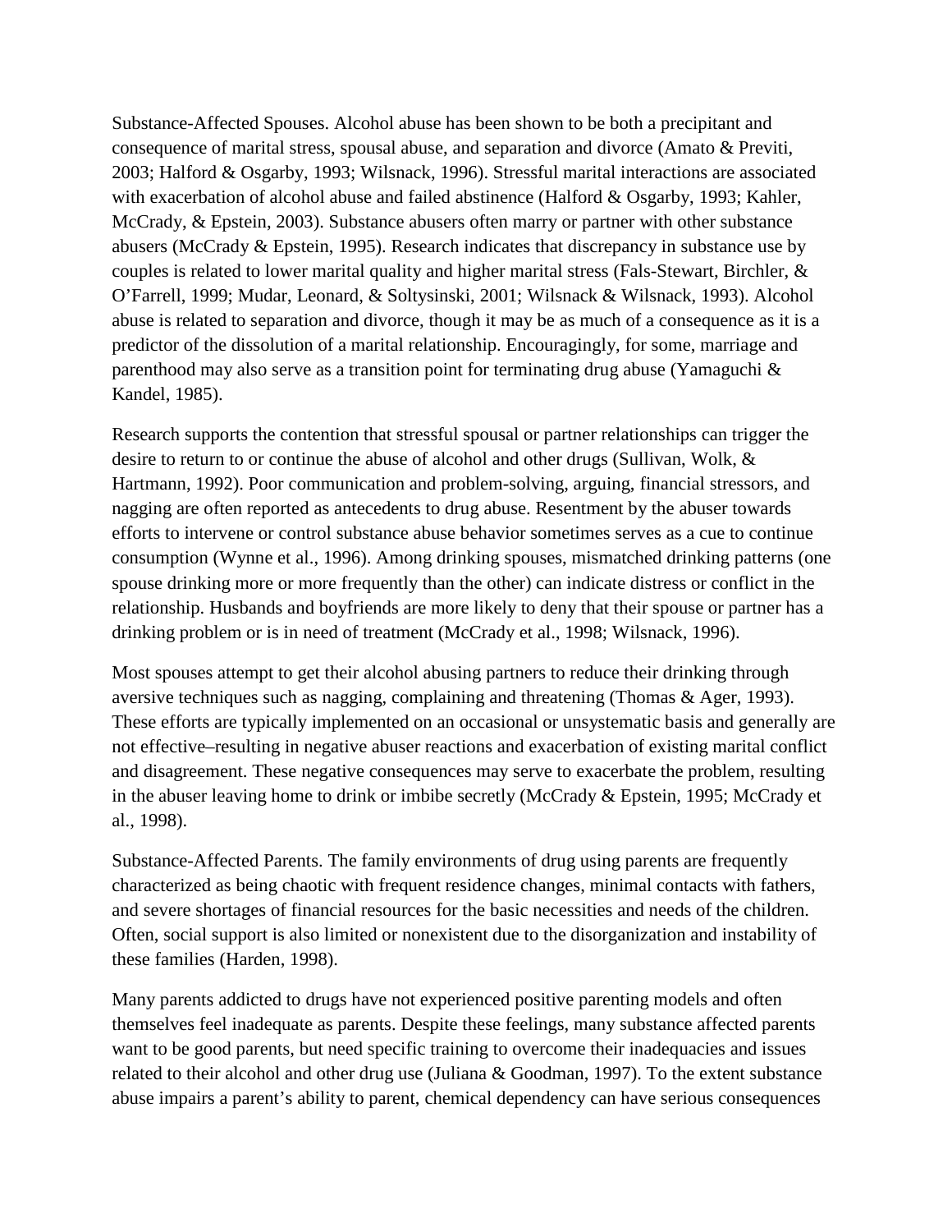Substance-Affected Spouses. Alcohol abuse has been shown to be both a precipitant and consequence of marital stress, spousal abuse, and separation and divorce (Amato & Previti, 2003; Halford & Osgarby, 1993; Wilsnack, 1996). Stressful marital interactions are associated with exacerbation of alcohol abuse and failed abstinence (Halford & Osgarby, 1993; Kahler, McCrady, & Epstein, 2003). Substance abusers often marry or partner with other substance abusers (McCrady & Epstein, 1995). Research indicates that discrepancy in substance use by couples is related to lower marital quality and higher marital stress (Fals-Stewart, Birchler, & O'Farrell, 1999; Mudar, Leonard, & Soltysinski, 2001; Wilsnack & Wilsnack, 1993). Alcohol abuse is related to separation and divorce, though it may be as much of a consequence as it is a predictor of the dissolution of a marital relationship. Encouragingly, for some, marriage and parenthood may also serve as a transition point for terminating drug abuse (Yamaguchi & Kandel, 1985).

Research supports the contention that stressful spousal or partner relationships can trigger the desire to return to or continue the abuse of alcohol and other drugs (Sullivan, Wolk, & Hartmann, 1992). Poor communication and problem-solving, arguing, financial stressors, and nagging are often reported as antecedents to drug abuse. Resentment by the abuser towards efforts to intervene or control substance abuse behavior sometimes serves as a cue to continue consumption (Wynne et al., 1996). Among drinking spouses, mismatched drinking patterns (one spouse drinking more or more frequently than the other) can indicate distress or conflict in the relationship. Husbands and boyfriends are more likely to deny that their spouse or partner has a drinking problem or is in need of treatment (McCrady et al., 1998; Wilsnack, 1996).

Most spouses attempt to get their alcohol abusing partners to reduce their drinking through aversive techniques such as nagging, complaining and threatening (Thomas & Ager, 1993). These efforts are typically implemented on an occasional or unsystematic basis and generally are not effective–resulting in negative abuser reactions and exacerbation of existing marital conflict and disagreement. These negative consequences may serve to exacerbate the problem, resulting in the abuser leaving home to drink or imbibe secretly (McCrady & Epstein, 1995; McCrady et al., 1998).

Substance-Affected Parents. The family environments of drug using parents are frequently characterized as being chaotic with frequent residence changes, minimal contacts with fathers, and severe shortages of financial resources for the basic necessities and needs of the children. Often, social support is also limited or nonexistent due to the disorganization and instability of these families (Harden, 1998).

Many parents addicted to drugs have not experienced positive parenting models and often themselves feel inadequate as parents. Despite these feelings, many substance affected parents want to be good parents, but need specific training to overcome their inadequacies and issues related to their alcohol and other drug use (Juliana & Goodman, 1997). To the extent substance abuse impairs a parent's ability to parent, chemical dependency can have serious consequences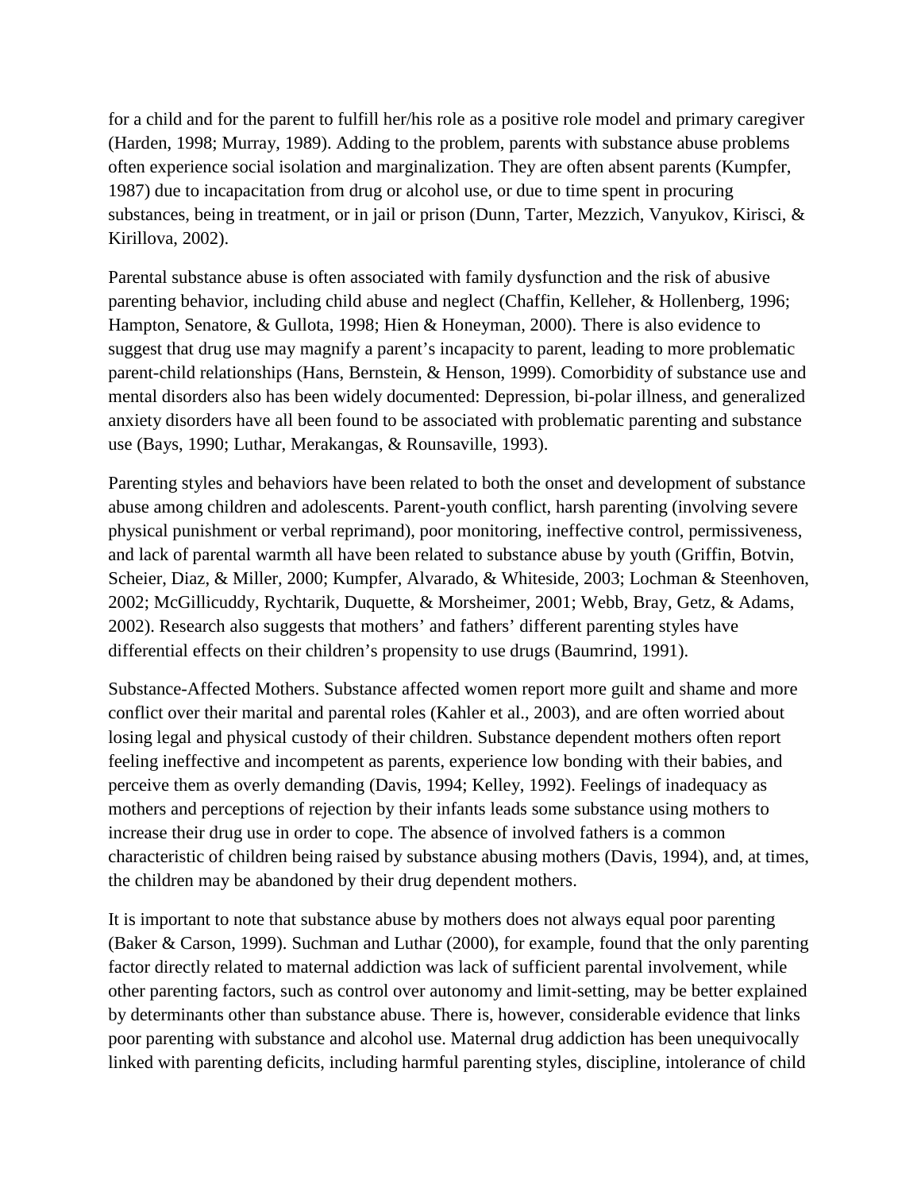for a child and for the parent to fulfill her/his role as a positive role model and primary caregiver (Harden, 1998; Murray, 1989). Adding to the problem, parents with substance abuse problems often experience social isolation and marginalization. They are often absent parents (Kumpfer, 1987) due to incapacitation from drug or alcohol use, or due to time spent in procuring substances, being in treatment, or in jail or prison (Dunn, Tarter, Mezzich, Vanyukov, Kirisci, & Kirillova, 2002).

Parental substance abuse is often associated with family dysfunction and the risk of abusive parenting behavior, including child abuse and neglect (Chaffin, Kelleher, & Hollenberg, 1996; Hampton, Senatore, & Gullota, 1998; Hien & Honeyman, 2000). There is also evidence to suggest that drug use may magnify a parent's incapacity to parent, leading to more problematic parent-child relationships (Hans, Bernstein, & Henson, 1999). Comorbidity of substance use and mental disorders also has been widely documented: Depression, bi-polar illness, and generalized anxiety disorders have all been found to be associated with problematic parenting and substance use (Bays, 1990; Luthar, Merakangas, & Rounsaville, 1993).

Parenting styles and behaviors have been related to both the onset and development of substance abuse among children and adolescents. Parent-youth conflict, harsh parenting (involving severe physical punishment or verbal reprimand), poor monitoring, ineffective control, permissiveness, and lack of parental warmth all have been related to substance abuse by youth (Griffin, Botvin, Scheier, Diaz, & Miller, 2000; Kumpfer, Alvarado, & Whiteside, 2003; Lochman & Steenhoven, 2002; McGillicuddy, Rychtarik, Duquette, & Morsheimer, 2001; Webb, Bray, Getz, & Adams, 2002). Research also suggests that mothers' and fathers' different parenting styles have differential effects on their children's propensity to use drugs (Baumrind, 1991).

Substance-Affected Mothers. Substance affected women report more guilt and shame and more conflict over their marital and parental roles (Kahler et al., 2003), and are often worried about losing legal and physical custody of their children. Substance dependent mothers often report feeling ineffective and incompetent as parents, experience low bonding with their babies, and perceive them as overly demanding (Davis, 1994; Kelley, 1992). Feelings of inadequacy as mothers and perceptions of rejection by their infants leads some substance using mothers to increase their drug use in order to cope. The absence of involved fathers is a common characteristic of children being raised by substance abusing mothers (Davis, 1994), and, at times, the children may be abandoned by their drug dependent mothers.

It is important to note that substance abuse by mothers does not always equal poor parenting (Baker & Carson, 1999). Suchman and Luthar (2000), for example, found that the only parenting factor directly related to maternal addiction was lack of sufficient parental involvement, while other parenting factors, such as control over autonomy and limit-setting, may be better explained by determinants other than substance abuse. There is, however, considerable evidence that links poor parenting with substance and alcohol use. Maternal drug addiction has been unequivocally linked with parenting deficits, including harmful parenting styles, discipline, intolerance of child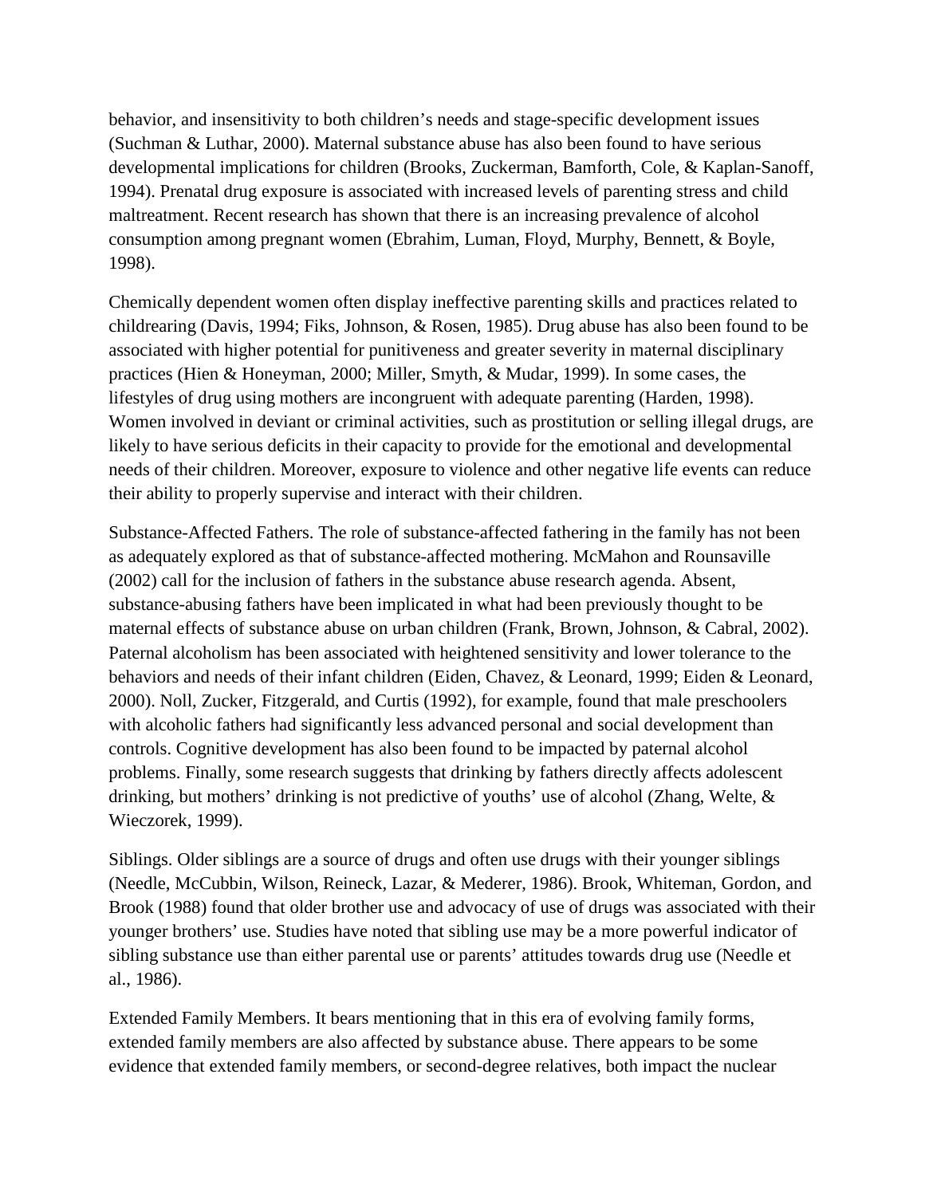behavior, and insensitivity to both children's needs and stage-specific development issues (Suchman & Luthar, 2000). Maternal substance abuse has also been found to have serious developmental implications for children (Brooks, Zuckerman, Bamforth, Cole, & Kaplan-Sanoff, 1994). Prenatal drug exposure is associated with increased levels of parenting stress and child maltreatment. Recent research has shown that there is an increasing prevalence of alcohol consumption among pregnant women (Ebrahim, Luman, Floyd, Murphy, Bennett, & Boyle, 1998).

Chemically dependent women often display ineffective parenting skills and practices related to childrearing (Davis, 1994; Fiks, Johnson, & Rosen, 1985). Drug abuse has also been found to be associated with higher potential for punitiveness and greater severity in maternal disciplinary practices (Hien & Honeyman, 2000; Miller, Smyth, & Mudar, 1999). In some cases, the lifestyles of drug using mothers are incongruent with adequate parenting (Harden, 1998). Women involved in deviant or criminal activities, such as prostitution or selling illegal drugs, are likely to have serious deficits in their capacity to provide for the emotional and developmental needs of their children. Moreover, exposure to violence and other negative life events can reduce their ability to properly supervise and interact with their children.

Substance-Affected Fathers. The role of substance-affected fathering in the family has not been as adequately explored as that of substance-affected mothering. McMahon and Rounsaville (2002) call for the inclusion of fathers in the substance abuse research agenda. Absent, substance-abusing fathers have been implicated in what had been previously thought to be maternal effects of substance abuse on urban children (Frank, Brown, Johnson, & Cabral, 2002). Paternal alcoholism has been associated with heightened sensitivity and lower tolerance to the behaviors and needs of their infant children (Eiden, Chavez, & Leonard, 1999; Eiden & Leonard, 2000). Noll, Zucker, Fitzgerald, and Curtis (1992), for example, found that male preschoolers with alcoholic fathers had significantly less advanced personal and social development than controls. Cognitive development has also been found to be impacted by paternal alcohol problems. Finally, some research suggests that drinking by fathers directly affects adolescent drinking, but mothers' drinking is not predictive of youths' use of alcohol (Zhang, Welte, & Wieczorek, 1999).

Siblings. Older siblings are a source of drugs and often use drugs with their younger siblings (Needle, McCubbin, Wilson, Reineck, Lazar, & Mederer, 1986). Brook, Whiteman, Gordon, and Brook (1988) found that older brother use and advocacy of use of drugs was associated with their younger brothers' use. Studies have noted that sibling use may be a more powerful indicator of sibling substance use than either parental use or parents' attitudes towards drug use (Needle et al., 1986).

Extended Family Members. It bears mentioning that in this era of evolving family forms, extended family members are also affected by substance abuse. There appears to be some evidence that extended family members, or second-degree relatives, both impact the nuclear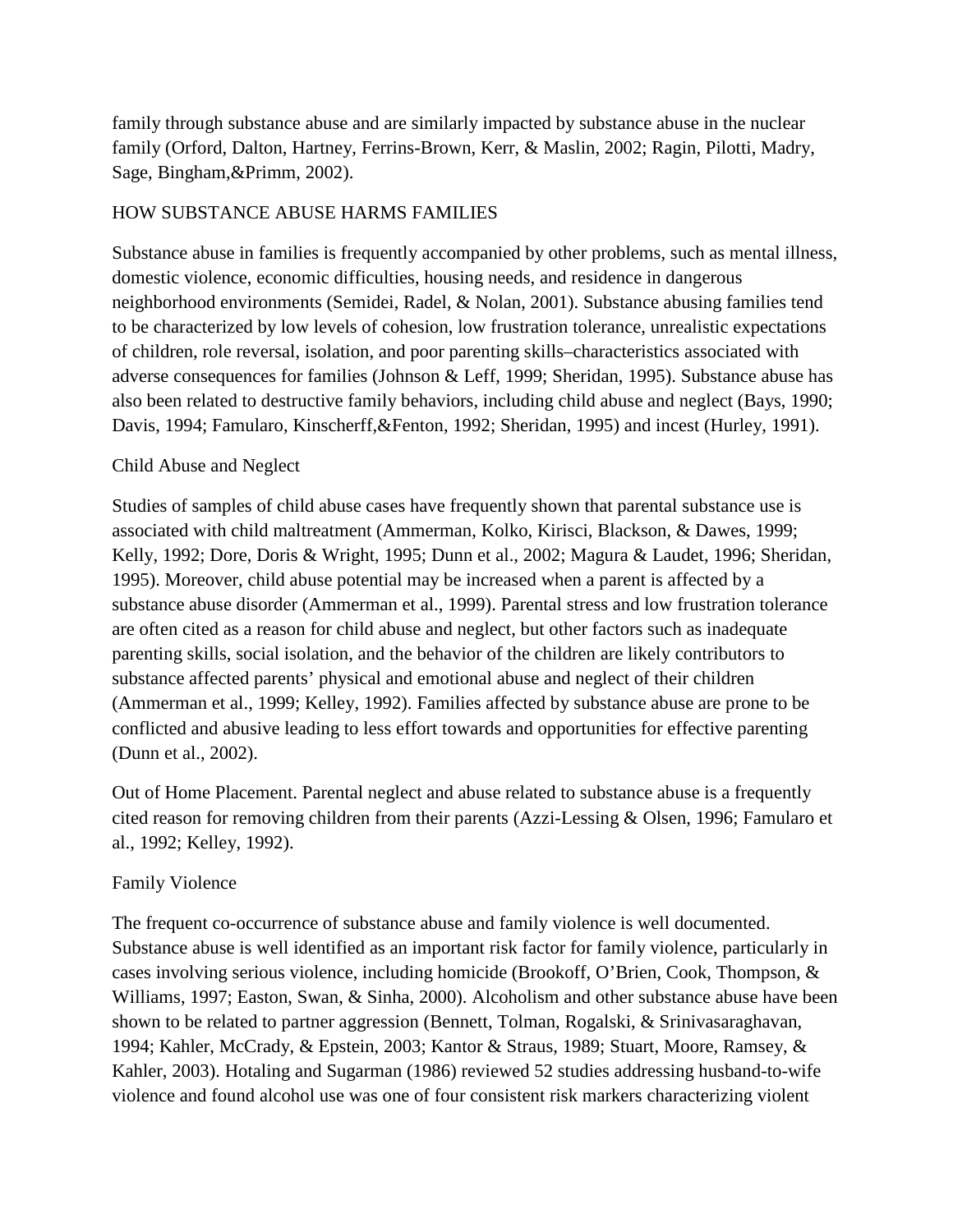family through substance abuse and are similarly impacted by substance abuse in the nuclear family (Orford, Dalton, Hartney, Ferrins-Brown, Kerr, & Maslin, 2002; Ragin, Pilotti, Madry, Sage, Bingham,&Primm, 2002).

## HOW SUBSTANCE ABUSE HARMS FAMILIES

Substance abuse in families is frequently accompanied by other problems, such as mental illness, domestic violence, economic difficulties, housing needs, and residence in dangerous neighborhood environments (Semidei, Radel, & Nolan, 2001). Substance abusing families tend to be characterized by low levels of cohesion, low frustration tolerance, unrealistic expectations of children, role reversal, isolation, and poor parenting skills–characteristics associated with adverse consequences for families (Johnson & Leff, 1999; Sheridan, 1995). Substance abuse has also been related to destructive family behaviors, including child abuse and neglect (Bays, 1990; Davis, 1994; Famularo, Kinscherff,&Fenton, 1992; Sheridan, 1995) and incest (Hurley, 1991).

### Child Abuse and Neglect

Studies of samples of child abuse cases have frequently shown that parental substance use is associated with child maltreatment (Ammerman, Kolko, Kirisci, Blackson, & Dawes, 1999; Kelly, 1992; Dore, Doris & Wright, 1995; Dunn et al., 2002; Magura & Laudet, 1996; Sheridan, 1995). Moreover, child abuse potential may be increased when a parent is affected by a substance abuse disorder (Ammerman et al., 1999). Parental stress and low frustration tolerance are often cited as a reason for child abuse and neglect, but other factors such as inadequate parenting skills, social isolation, and the behavior of the children are likely contributors to substance affected parents' physical and emotional abuse and neglect of their children (Ammerman et al., 1999; Kelley, 1992). Families affected by substance abuse are prone to be conflicted and abusive leading to less effort towards and opportunities for effective parenting (Dunn et al., 2002).

Out of Home Placement. Parental neglect and abuse related to substance abuse is a frequently cited reason for removing children from their parents (Azzi-Lessing & Olsen, 1996; Famularo et al., 1992; Kelley, 1992).

### Family Violence

The frequent co-occurrence of substance abuse and family violence is well documented. Substance abuse is well identified as an important risk factor for family violence, particularly in cases involving serious violence, including homicide (Brookoff, O'Brien, Cook, Thompson, & Williams, 1997; Easton, Swan, & Sinha, 2000). Alcoholism and other substance abuse have been shown to be related to partner aggression (Bennett, Tolman, Rogalski, & Srinivasaraghavan, 1994; Kahler, McCrady, & Epstein, 2003; Kantor & Straus, 1989; Stuart, Moore, Ramsey, & Kahler, 2003). Hotaling and Sugarman (1986) reviewed 52 studies addressing husband-to-wife violence and found alcohol use was one of four consistent risk markers characterizing violent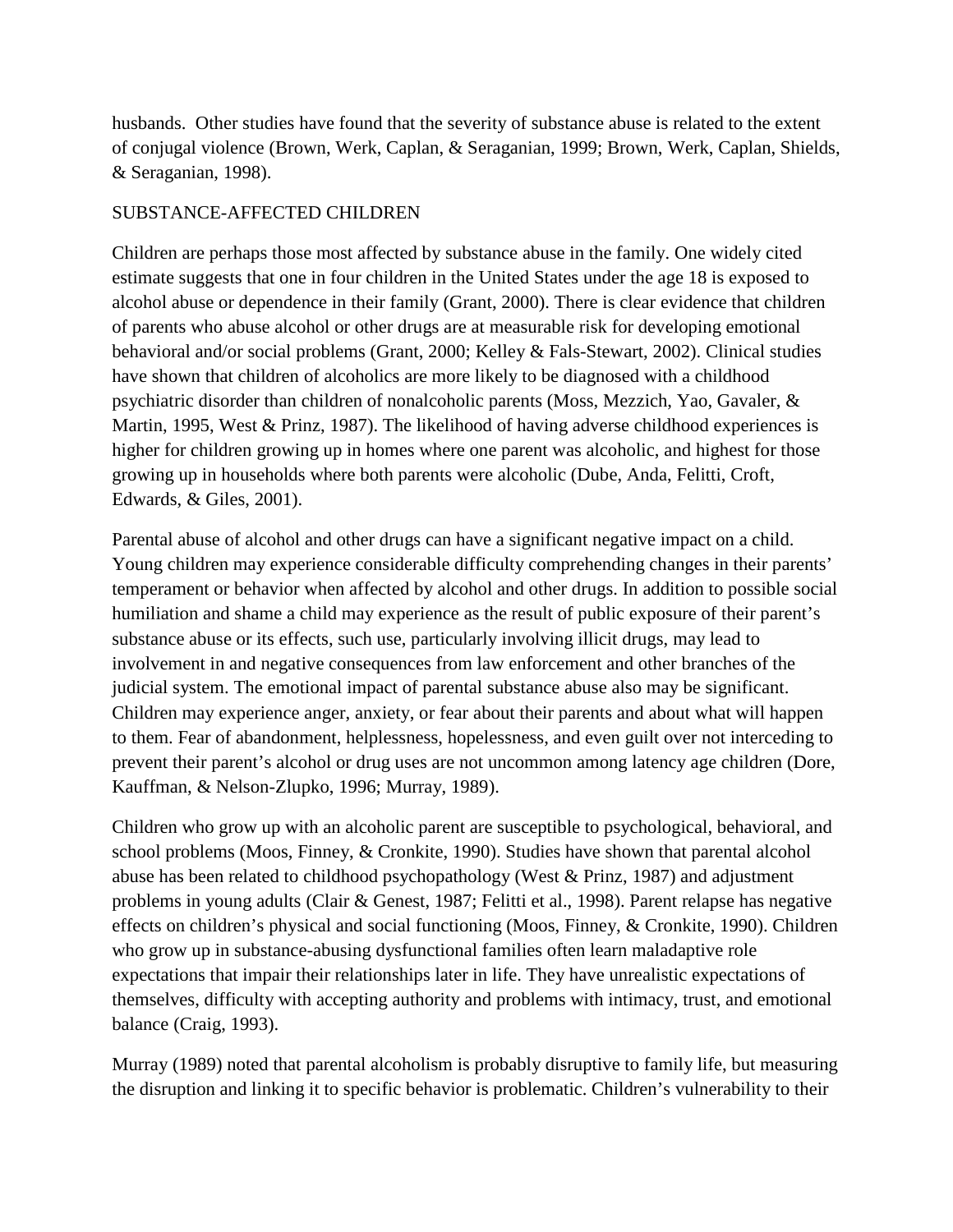husbands. Other studies have found that the severity of substance abuse is related to the extent of conjugal violence (Brown, Werk, Caplan, & Seraganian, 1999; Brown, Werk, Caplan, Shields, & Seraganian, 1998).

## SUBSTANCE-AFFECTED CHILDREN

Children are perhaps those most affected by substance abuse in the family. One widely cited estimate suggests that one in four children in the United States under the age 18 is exposed to alcohol abuse or dependence in their family (Grant, 2000). There is clear evidence that children of parents who abuse alcohol or other drugs are at measurable risk for developing emotional behavioral and/or social problems (Grant, 2000; Kelley & Fals-Stewart, 2002). Clinical studies have shown that children of alcoholics are more likely to be diagnosed with a childhood psychiatric disorder than children of nonalcoholic parents (Moss, Mezzich, Yao, Gavaler, & Martin, 1995, West & Prinz, 1987). The likelihood of having adverse childhood experiences is higher for children growing up in homes where one parent was alcoholic, and highest for those growing up in households where both parents were alcoholic (Dube, Anda, Felitti, Croft, Edwards, & Giles, 2001).

Parental abuse of alcohol and other drugs can have a significant negative impact on a child. Young children may experience considerable difficulty comprehending changes in their parents' temperament or behavior when affected by alcohol and other drugs. In addition to possible social humiliation and shame a child may experience as the result of public exposure of their parent's substance abuse or its effects, such use, particularly involving illicit drugs, may lead to involvement in and negative consequences from law enforcement and other branches of the judicial system. The emotional impact of parental substance abuse also may be significant. Children may experience anger, anxiety, or fear about their parents and about what will happen to them. Fear of abandonment, helplessness, hopelessness, and even guilt over not interceding to prevent their parent's alcohol or drug uses are not uncommon among latency age children (Dore, Kauffman, & Nelson-Zlupko, 1996; Murray, 1989).

Children who grow up with an alcoholic parent are susceptible to psychological, behavioral, and school problems (Moos, Finney, & Cronkite, 1990). Studies have shown that parental alcohol abuse has been related to childhood psychopathology (West & Prinz, 1987) and adjustment problems in young adults (Clair & Genest, 1987; Felitti et al., 1998). Parent relapse has negative effects on children's physical and social functioning (Moos, Finney, & Cronkite, 1990). Children who grow up in substance-abusing dysfunctional families often learn maladaptive role expectations that impair their relationships later in life. They have unrealistic expectations of themselves, difficulty with accepting authority and problems with intimacy, trust, and emotional balance (Craig, 1993).

Murray (1989) noted that parental alcoholism is probably disruptive to family life, but measuring the disruption and linking it to specific behavior is problematic. Children's vulnerability to their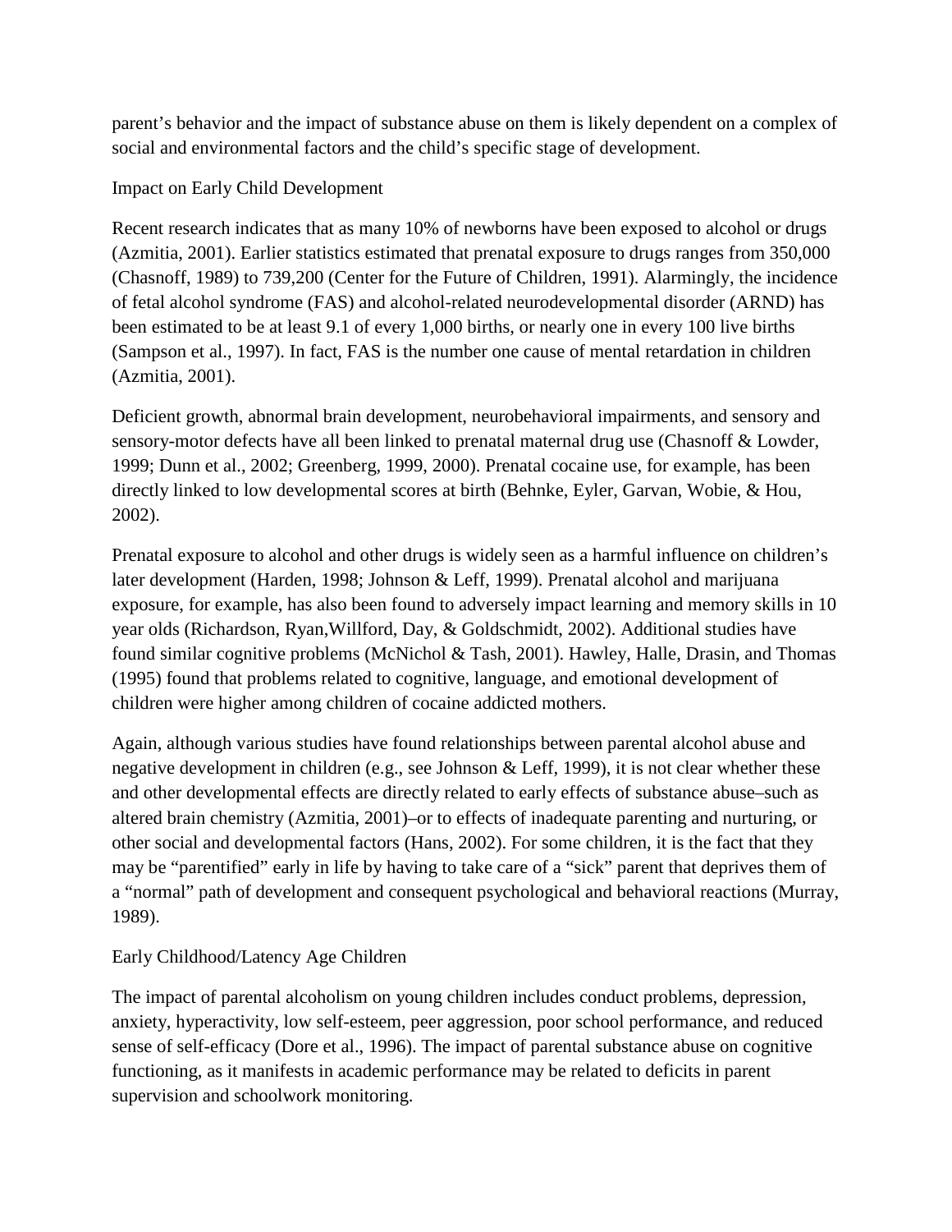parent's behavior and the impact of substance abuse on them is likely dependent on a complex of social and environmental factors and the child's specific stage of development.

## Impact on Early Child Development

Recent research indicates that as many 10% of newborns have been exposed to alcohol or drugs (Azmitia, 2001). Earlier statistics estimated that prenatal exposure to drugs ranges from 350,000 (Chasnoff, 1989) to 739,200 (Center for the Future of Children, 1991). Alarmingly, the incidence of fetal alcohol syndrome (FAS) and alcohol-related neurodevelopmental disorder (ARND) has been estimated to be at least 9.1 of every 1,000 births, or nearly one in every 100 live births (Sampson et al., 1997). In fact, FAS is the number one cause of mental retardation in children (Azmitia, 2001).

Deficient growth, abnormal brain development, neurobehavioral impairments, and sensory and sensory-motor defects have all been linked to prenatal maternal drug use (Chasnoff & Lowder, 1999; Dunn et al., 2002; Greenberg, 1999, 2000). Prenatal cocaine use, for example, has been directly linked to low developmental scores at birth (Behnke, Eyler, Garvan, Wobie, & Hou, 2002).

Prenatal exposure to alcohol and other drugs is widely seen as a harmful influence on children's later development (Harden, 1998; Johnson & Leff, 1999). Prenatal alcohol and marijuana exposure, for example, has also been found to adversely impact learning and memory skills in 10 year olds (Richardson, Ryan,Willford, Day, & Goldschmidt, 2002). Additional studies have found similar cognitive problems (McNichol & Tash, 2001). Hawley, Halle, Drasin, and Thomas (1995) found that problems related to cognitive, language, and emotional development of children were higher among children of cocaine addicted mothers.

Again, although various studies have found relationships between parental alcohol abuse and negative development in children (e.g., see Johnson & Leff, 1999), it is not clear whether these and other developmental effects are directly related to early effects of substance abuse–such as altered brain chemistry (Azmitia, 2001)–or to effects of inadequate parenting and nurturing, or other social and developmental factors (Hans, 2002). For some children, it is the fact that they may be "parentified" early in life by having to take care of a "sick" parent that deprives them of a "normal" path of development and consequent psychological and behavioral reactions (Murray, 1989).

## Early Childhood/Latency Age Children

The impact of parental alcoholism on young children includes conduct problems, depression, anxiety, hyperactivity, low self-esteem, peer aggression, poor school performance, and reduced sense of self-efficacy (Dore et al., 1996). The impact of parental substance abuse on cognitive functioning, as it manifests in academic performance may be related to deficits in parent supervision and schoolwork monitoring.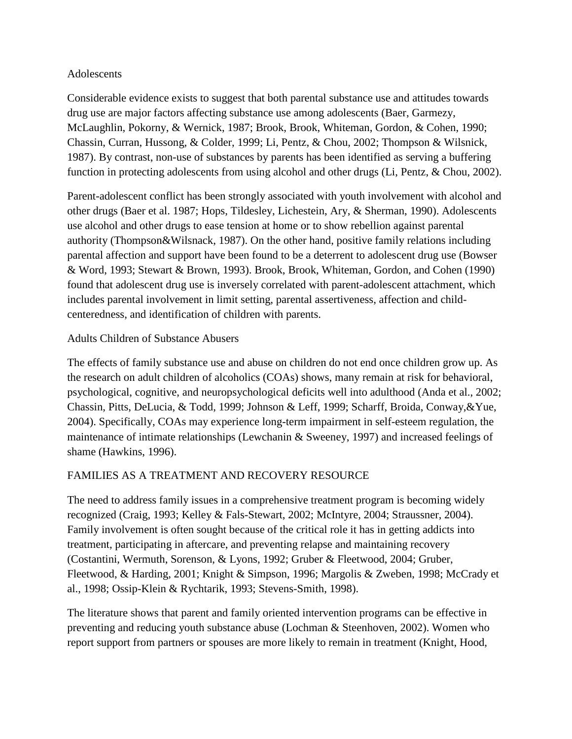### Adolescents

Considerable evidence exists to suggest that both parental substance use and attitudes towards drug use are major factors affecting substance use among adolescents (Baer, Garmezy, McLaughlin, Pokorny, & Wernick, 1987; Brook, Brook, Whiteman, Gordon, & Cohen, 1990; Chassin, Curran, Hussong, & Colder, 1999; Li, Pentz, & Chou, 2002; Thompson & Wilsnick, 1987). By contrast, non-use of substances by parents has been identified as serving a buffering function in protecting adolescents from using alcohol and other drugs (Li, Pentz, & Chou, 2002).

Parent-adolescent conflict has been strongly associated with youth involvement with alcohol and other drugs (Baer et al. 1987; Hops, Tildesley, Lichestein, Ary, & Sherman, 1990). Adolescents use alcohol and other drugs to ease tension at home or to show rebellion against parental authority (Thompson&Wilsnack, 1987). On the other hand, positive family relations including parental affection and support have been found to be a deterrent to adolescent drug use (Bowser & Word, 1993; Stewart & Brown, 1993). Brook, Brook, Whiteman, Gordon, and Cohen (1990) found that adolescent drug use is inversely correlated with parent-adolescent attachment, which includes parental involvement in limit setting, parental assertiveness, affection and child-centeredness, and identification of children with parents.

### Adults Children of Substance Abusers

The effects of family substance use and abuse on children do not end once children grow up. As the research on adult children of alcoholics (COAs) shows, many remain at risk for behavioral, psychological, cognitive, and neuropsychological deficits well into adulthood (Anda et al., 2002; Chassin, Pitts, DeLucia, & Todd, 1999; Johnson & Leff, 1999; Scharff, Broida, Conway,&Yue, 2004). Specifically, COAs may experience long-term impairment in self-esteem regulation, the maintenance of intimate relationships (Lewchanin & Sweeney, 1997) and increased feelings of shame (Hawkins, 1996).

## FAMILIES AS A TREATMENT AND RECOVERY RESOURCE

The need to address family issues in a comprehensive treatment program is becoming widely recognized (Craig, 1993; Kelley & Fals-Stewart, 2002; McIntyre, 2004; Straussner, 2004). Family involvement is often sought because of the critical role it has in getting addicts into treatment, participating in aftercare, and preventing relapse and maintaining recovery (Costantini, Wermuth, Sorenson, & Lyons, 1992; Gruber & Fleetwood, 2004; Gruber, Fleetwood, & Harding, 2001; Knight & Simpson, 1996; Margolis & Zweben, 1998; McCrady et al., 1998; Ossip-Klein & Rychtarik, 1993; Stevens-Smith, 1998).

The literature shows that parent and family oriented intervention programs can be effective in preventing and reducing youth substance abuse (Lochman & Steenhoven, 2002). Women who report support from partners or spouses are more likely to remain in treatment (Knight, Hood,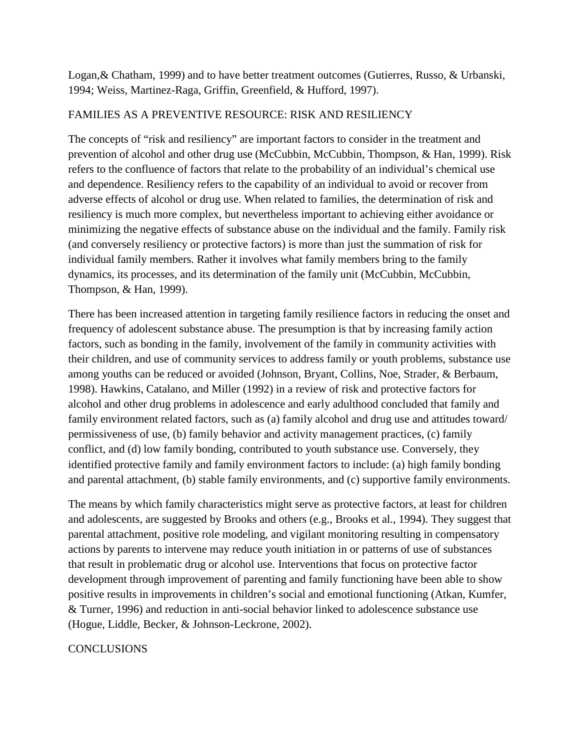Logan,& Chatham, 1999) and to have better treatment outcomes (Gutierres, Russo, & Urbanski, 1994; Weiss, Martinez-Raga, Griffin, Greenfield, & Hufford, 1997).

## FAMILIES AS A PREVENTIVE RESOURCE: RISK AND RESILIENCY

The concepts of "risk and resiliency" are important factors to consider in the treatment and prevention of alcohol and other drug use (McCubbin, McCubbin, Thompson, & Han, 1999). Risk refers to the confluence of factors that relate to the probability of an individual's chemical use and dependence. Resiliency refers to the capability of an individual to avoid or recover from adverse effects of alcohol or drug use. When related to families, the determination of risk and resiliency is much more complex, but nevertheless important to achieving either avoidance or minimizing the negative effects of substance abuse on the individual and the family. Family risk (and conversely resiliency or protective factors) is more than just the summation of risk for individual family members. Rather it involves what family members bring to the family dynamics, its processes, and its determination of the family unit (McCubbin, McCubbin, Thompson, & Han, 1999).

There has been increased attention in targeting family resilience factors in reducing the onset and frequency of adolescent substance abuse. The presumption is that by increasing family action factors, such as bonding in the family, involvement of the family in community activities with their children, and use of community services to address family or youth problems, substance use among youths can be reduced or avoided (Johnson, Bryant, Collins, Noe, Strader, & Berbaum, 1998). Hawkins, Catalano, and Miller (1992) in a review of risk and protective factors for alcohol and other drug problems in adolescence and early adulthood concluded that family and family environment related factors, such as (a) family alcohol and drug use and attitudes toward/ permissiveness of use, (b) family behavior and activity management practices, (c) family conflict, and (d) low family bonding, contributed to youth substance use. Conversely, they identified protective family and family environment factors to include: (a) high family bonding and parental attachment, (b) stable family environments, and (c) supportive family environments.

The means by which family characteristics might serve as protective factors, at least for children and adolescents, are suggested by Brooks and others (e.g., Brooks et al., 1994). They suggest that parental attachment, positive role modeling, and vigilant monitoring resulting in compensatory actions by parents to intervene may reduce youth initiation in or patterns of use of substances that result in problematic drug or alcohol use. Interventions that focus on protective factor development through improvement of parenting and family functioning have been able to show positive results in improvements in children's social and emotional functioning (Atkan, Kumfer, & Turner, 1996) and reduction in anti-social behavior linked to adolescence substance use (Hogue, Liddle, Becker, & Johnson-Leckrone, 2002).

## CONCLUSIONS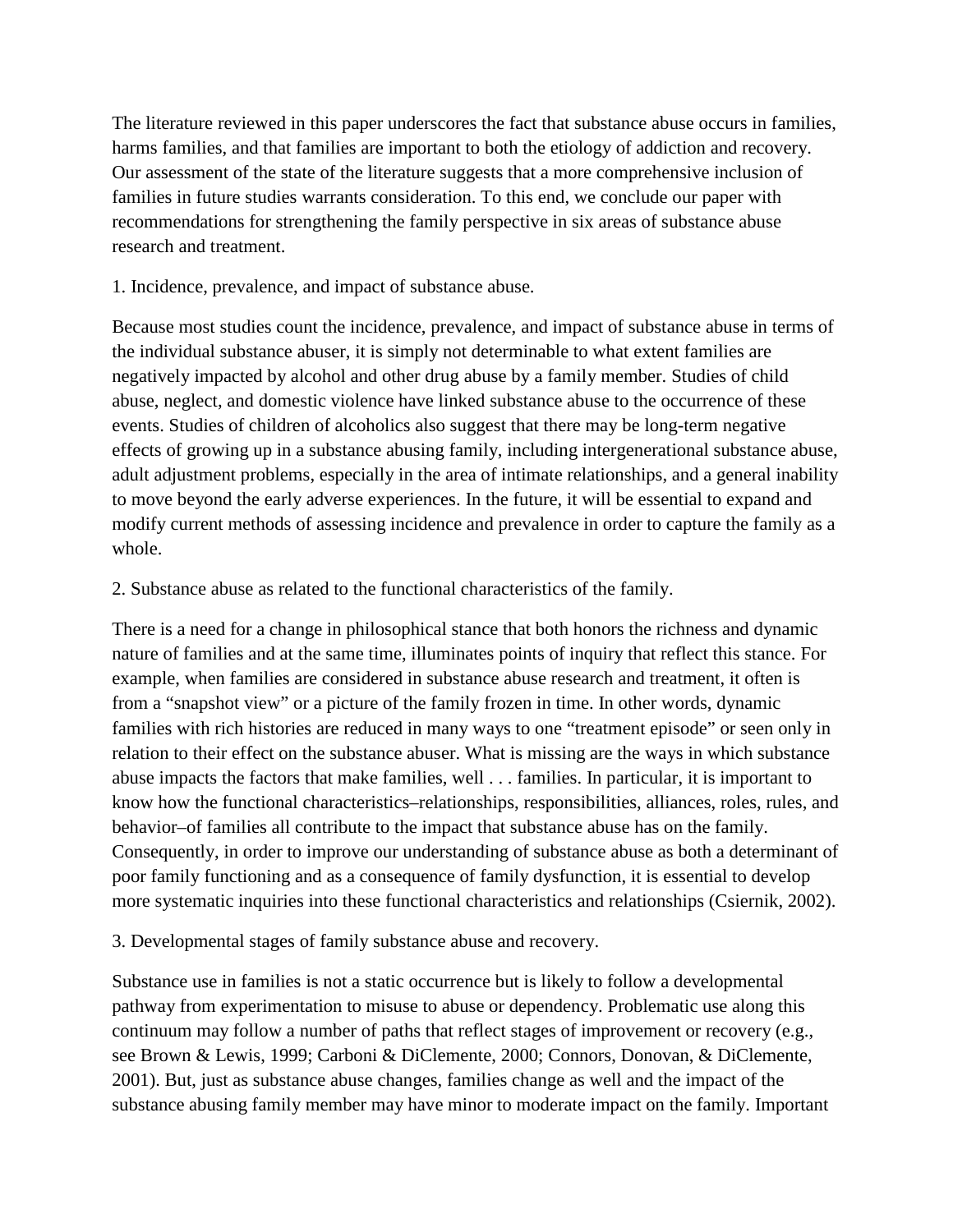The literature reviewed in this paper underscores the fact that substance abuse occurs in families, harms families, and that families are important to both the etiology of addiction and recovery. Our assessment of the state of the literature suggests that a more comprehensive inclusion of families in future studies warrants consideration. To this end, we conclude our paper with recommendations for strengthening the family perspective in six areas of substance abuse research and treatment.

1. Incidence, prevalence, and impact of substance abuse.

Because most studies count the incidence, prevalence, and impact of substance abuse in terms of the individual substance abuser, it is simply not determinable to what extent families are negatively impacted by alcohol and other drug abuse by a family member. Studies of child abuse, neglect, and domestic violence have linked substance abuse to the occurrence of these events. Studies of children of alcoholics also suggest that there may be long-term negative effects of growing up in a substance abusing family, including intergenerational substance abuse, adult adjustment problems, especially in the area of intimate relationships, and a general inability to move beyond the early adverse experiences. In the future, it will be essential to expand and modify current methods of assessing incidence and prevalence in order to capture the family as a whole.

2. Substance abuse as related to the functional characteristics of the family.

There is a need for a change in philosophical stance that both honors the richness and dynamic nature of families and at the same time, illuminates points of inquiry that reflect this stance. For example, when families are considered in substance abuse research and treatment, it often is from a "snapshot view" or a picture of the family frozen in time. In other words, dynamic families with rich histories are reduced in many ways to one "treatment episode" or seen only in relation to their effect on the substance abuser. What is missing are the ways in which substance abuse impacts the factors that make families, well . . . families. In particular, it is important to know how the functional characteristics–relationships, responsibilities, alliances, roles, rules, and behavior–of families all contribute to the impact that substance abuse has on the family. Consequently, in order to improve our understanding of substance abuse as both a determinant of poor family functioning and as a consequence of family dysfunction, it is essential to develop more systematic inquiries into these functional characteristics and relationships (Csiernik, 2002).

3. Developmental stages of family substance abuse and recovery.

Substance use in families is not a static occurrence but is likely to follow a developmental pathway from experimentation to misuse to abuse or dependency. Problematic use along this continuum may follow a number of paths that reflect stages of improvement or recovery (e.g., see Brown & Lewis, 1999; Carboni & DiClemente, 2000; Connors, Donovan, & DiClemente, 2001). But, just as substance abuse changes, families change as well and the impact of the substance abusing family member may have minor to moderate impact on the family. Important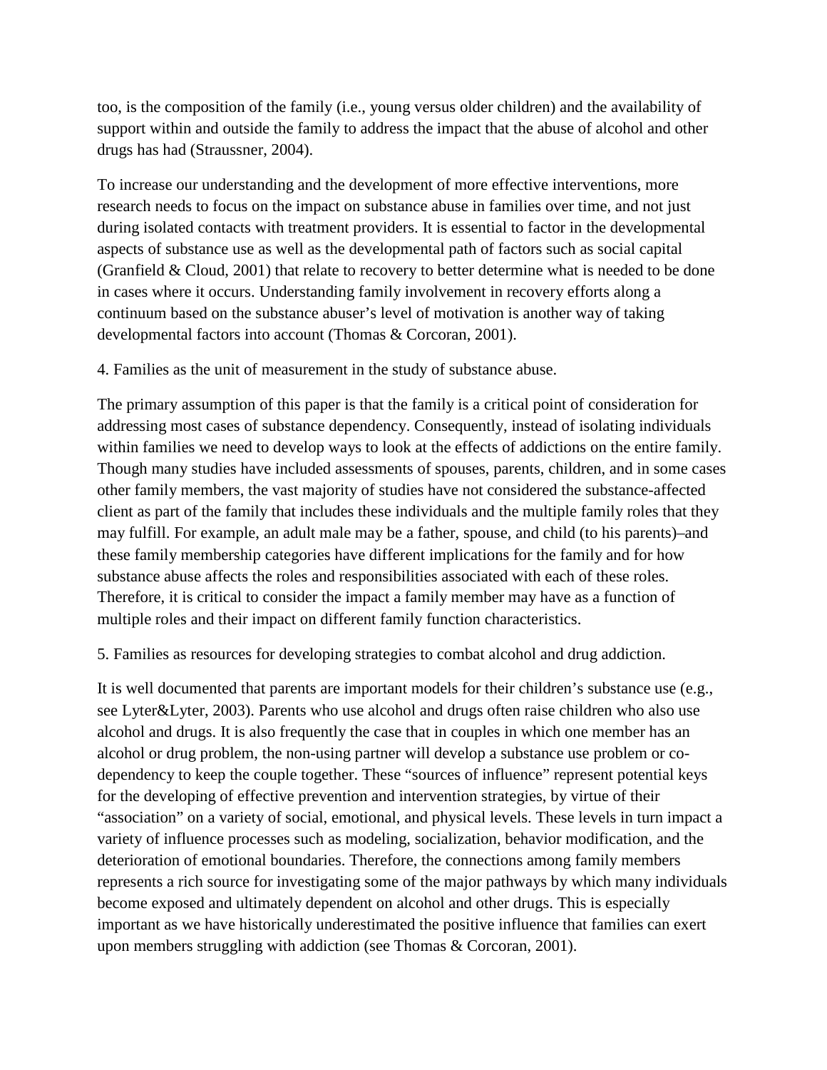too, is the composition of the family (i.e., young versus older children) and the availability of support within and outside the family to address the impact that the abuse of alcohol and other drugs has had (Straussner, 2004).

To increase our understanding and the development of more effective interventions, more research needs to focus on the impact on substance abuse in families over time, and not just during isolated contacts with treatment providers. It is essential to factor in the developmental aspects of substance use as well as the developmental path of factors such as social capital (Granfield & Cloud, 2001) that relate to recovery to better determine what is needed to be done in cases where it occurs. Understanding family involvement in recovery efforts along a continuum based on the substance abuser's level of motivation is another way of taking developmental factors into account (Thomas & Corcoran, 2001).

4. Families as the unit of measurement in the study of substance abuse.

The primary assumption of this paper is that the family is a critical point of consideration for addressing most cases of substance dependency. Consequently, instead of isolating individuals within families we need to develop ways to look at the effects of addictions on the entire family. Though many studies have included assessments of spouses, parents, children, and in some cases other family members, the vast majority of studies have not considered the substance-affected client as part of the family that includes these individuals and the multiple family roles that they may fulfill. For example, an adult male may be a father, spouse, and child (to his parents)–and these family membership categories have different implications for the family and for how substance abuse affects the roles and responsibilities associated with each of these roles. Therefore, it is critical to consider the impact a family member may have as a function of multiple roles and their impact on different family function characteristics.

5. Families as resources for developing strategies to combat alcohol and drug addiction.

It is well documented that parents are important models for their children's substance use (e.g., see Lyter&Lyter, 2003). Parents who use alcohol and drugs often raise children who also use alcohol and drugs. It is also frequently the case that in couples in which one member has an alcohol or drug problem, the non-using partner will develop a substance use problem or co-dependency to keep the couple together. These "sources of influence" represent potential keys for the developing of effective prevention and intervention strategies, by virtue of their "association" on a variety of social, emotional, and physical levels. These levels in turn impact a variety of influence processes such as modeling, socialization, behavior modification, and the deterioration of emotional boundaries. Therefore, the connections among family members represents a rich source for investigating some of the major pathways by which many individuals become exposed and ultimately dependent on alcohol and other drugs. This is especially important as we have historically underestimated the positive influence that families can exert upon members struggling with addiction (see Thomas & Corcoran, 2001).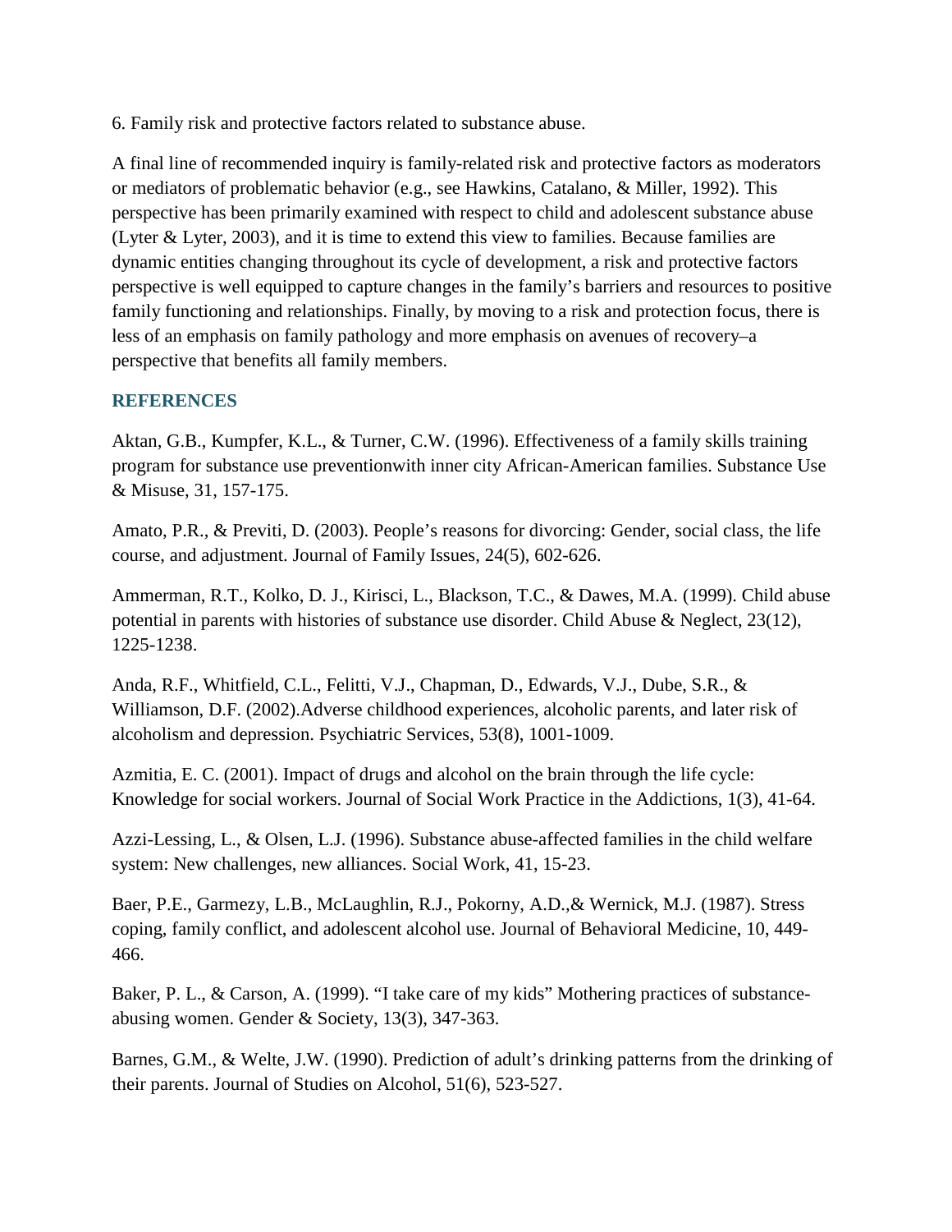6. Family risk and protective factors related to substance abuse.

A final line of recommended inquiry is family-related risk and protective factors as moderators or mediators of problematic behavior (e.g., see Hawkins, Catalano, & Miller, 1992). This perspective has been primarily examined with respect to child and adolescent substance abuse (Lyter & Lyter, 2003), and it is time to extend this view to families. Because families are dynamic entities changing throughout its cycle of development, a risk and protective factors perspective is well equipped to capture changes in the family's barriers and resources to positive family functioning and relationships. Finally, by moving to a risk and protection focus, there is less of an emphasis on family pathology and more emphasis on avenues of recovery–a perspective that benefits all family members.

## REFERENCES

Aktan, G.B., Kumpfer, K.L., & Turner, C.W. (1996). Effectiveness of a family skills training program for substance use preventionwith inner city African-American families. Substance Use & Misuse, 31, 157-175.

Amato, P.R., & Previti, D. (2003). People's reasons for divorcing: Gender, social class, the life course, and adjustment. Journal of Family Issues, 24(5), 602-626.

Ammerman, R.T., Kolko, D. J., Kirisci, L., Blackson, T.C., & Dawes, M.A. (1999). Child abuse potential in parents with histories of substance use disorder. Child Abuse & Neglect, 23(12), 1225-1238.

Anda, R.F., Whitfield, C.L., Felitti, V.J., Chapman, D., Edwards, V.J., Dube, S.R., & Williamson, D.F. (2002).Adverse childhood experiences, alcoholic parents, and later risk of alcoholism and depression. Psychiatric Services, 53(8), 1001-1009.

Azmitia, E. C. (2001). Impact of drugs and alcohol on the brain through the life cycle: Knowledge for social workers. Journal of Social Work Practice in the Addictions, 1(3), 41-64.

Azzi-Lessing, L., & Olsen, L.J. (1996). Substance abuse-affected families in the child welfare system: New challenges, new alliances. Social Work, 41, 15-23.

Baer, P.E., Garmezy, L.B., McLaughlin, R.J., Pokorny, A.D.,& Wernick, M.J. (1987). Stress coping, family conflict, and adolescent alcohol use. Journal of Behavioral Medicine, 10, 449-466.

Baker, P. L., & Carson, A. (1999). "I take care of my kids" Mothering practices of substance-abusing women. Gender & Society, 13(3), 347-363.

Barnes, G.M., & Welte, J.W. (1990). Prediction of adult's drinking patterns from the drinking of their parents. Journal of Studies on Alcohol, 51(6), 523-527.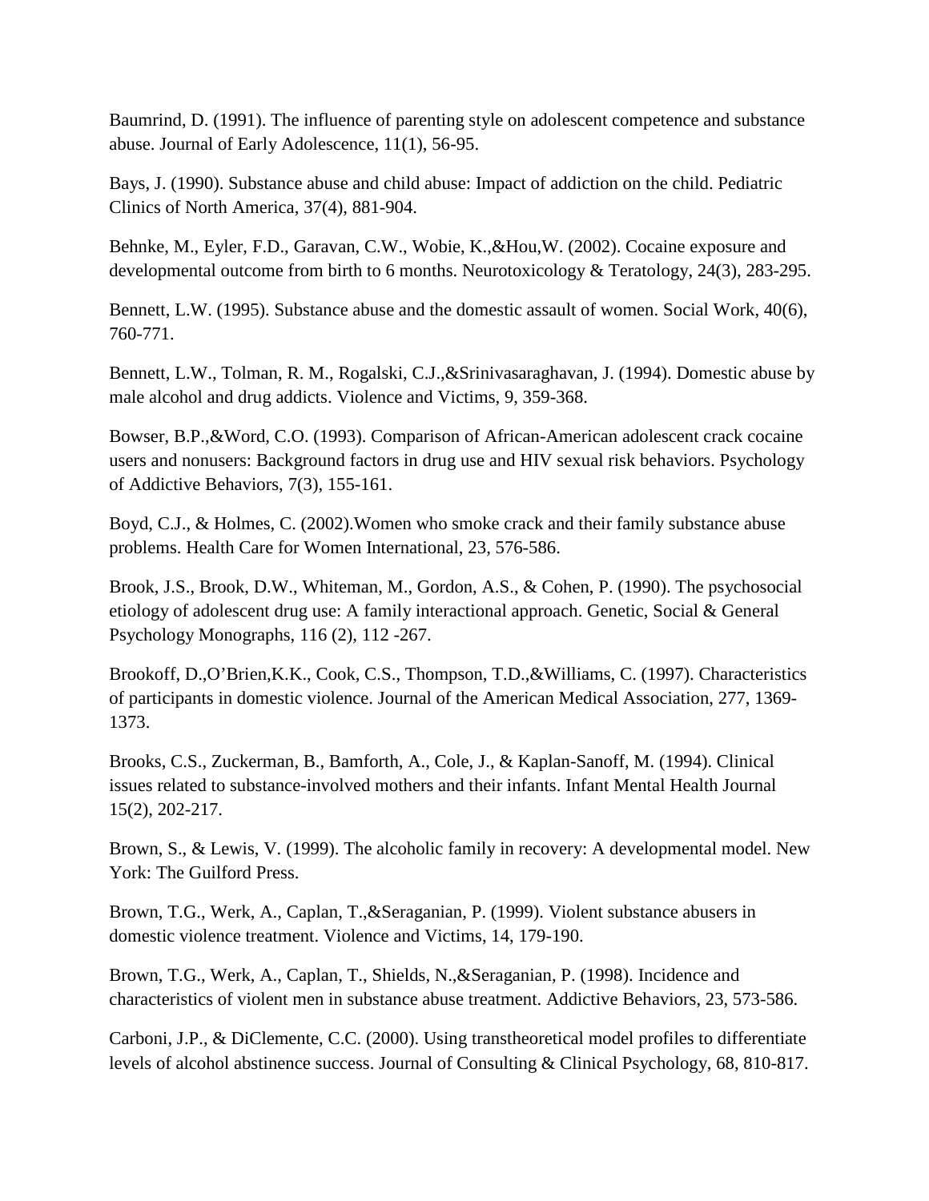Baumrind, D. (1991). The influence of parenting style on adolescent competence and substance abuse. Journal of Early Adolescence, 11(1), 56-95.

Bays, J. (1990). Substance abuse and child abuse: Impact of addiction on the child. Pediatric Clinics of North America, 37(4), 881-904.

Behnke, M., Eyler, F.D., Garavan, C.W., Wobie, K.,&Hou,W. (2002). Cocaine exposure and developmental outcome from birth to 6 months. Neurotoxicology & Teratology, 24(3), 283-295.

Bennett, L.W. (1995). Substance abuse and the domestic assault of women. Social Work, 40(6), 760-771.

Bennett, L.W., Tolman, R. M., Rogalski, C.J.,&Srinivasaraghavan, J. (1994). Domestic abuse by male alcohol and drug addicts. Violence and Victims, 9, 359-368.

Bowser, B.P.,&Word, C.O. (1993). Comparison of African-American adolescent crack cocaine users and nonusers: Background factors in drug use and HIV sexual risk behaviors. Psychology of Addictive Behaviors, 7(3), 155-161.

Boyd, C.J., & Holmes, C. (2002).Women who smoke crack and their family substance abuse problems. Health Care for Women International, 23, 576-586.

Brook, J.S., Brook, D.W., Whiteman, M., Gordon, A.S., & Cohen, P. (1990). The psychosocial etiology of adolescent drug use: A family interactional approach. Genetic, Social & General Psychology Monographs, 116 (2), 112 -267.

Brookoff, D.,O'Brien,K.K., Cook, C.S., Thompson, T.D.,&Williams, C. (1997). Characteristics of participants in domestic violence. Journal of the American Medical Association, 277, 1369-1373.

Brooks, C.S., Zuckerman, B., Bamforth, A., Cole, J., & Kaplan-Sanoff, M. (1994). Clinical issues related to substance-involved mothers and their infants. Infant Mental Health Journal 15(2), 202-217.

Brown, S., & Lewis, V. (1999). The alcoholic family in recovery: A developmental model. New York: The Guilford Press.

Brown, T.G., Werk, A., Caplan, T.,&Seraganian, P. (1999). Violent substance abusers in domestic violence treatment. Violence and Victims, 14, 179-190.

Brown, T.G., Werk, A., Caplan, T., Shields, N.,&Seraganian, P. (1998). Incidence and characteristics of violent men in substance abuse treatment. Addictive Behaviors, 23, 573-586.

Carboni, J.P., & DiClemente, C.C. (2000). Using transtheoretical model profiles to differentiate levels of alcohol abstinence success. Journal of Consulting & Clinical Psychology, 68, 810-817.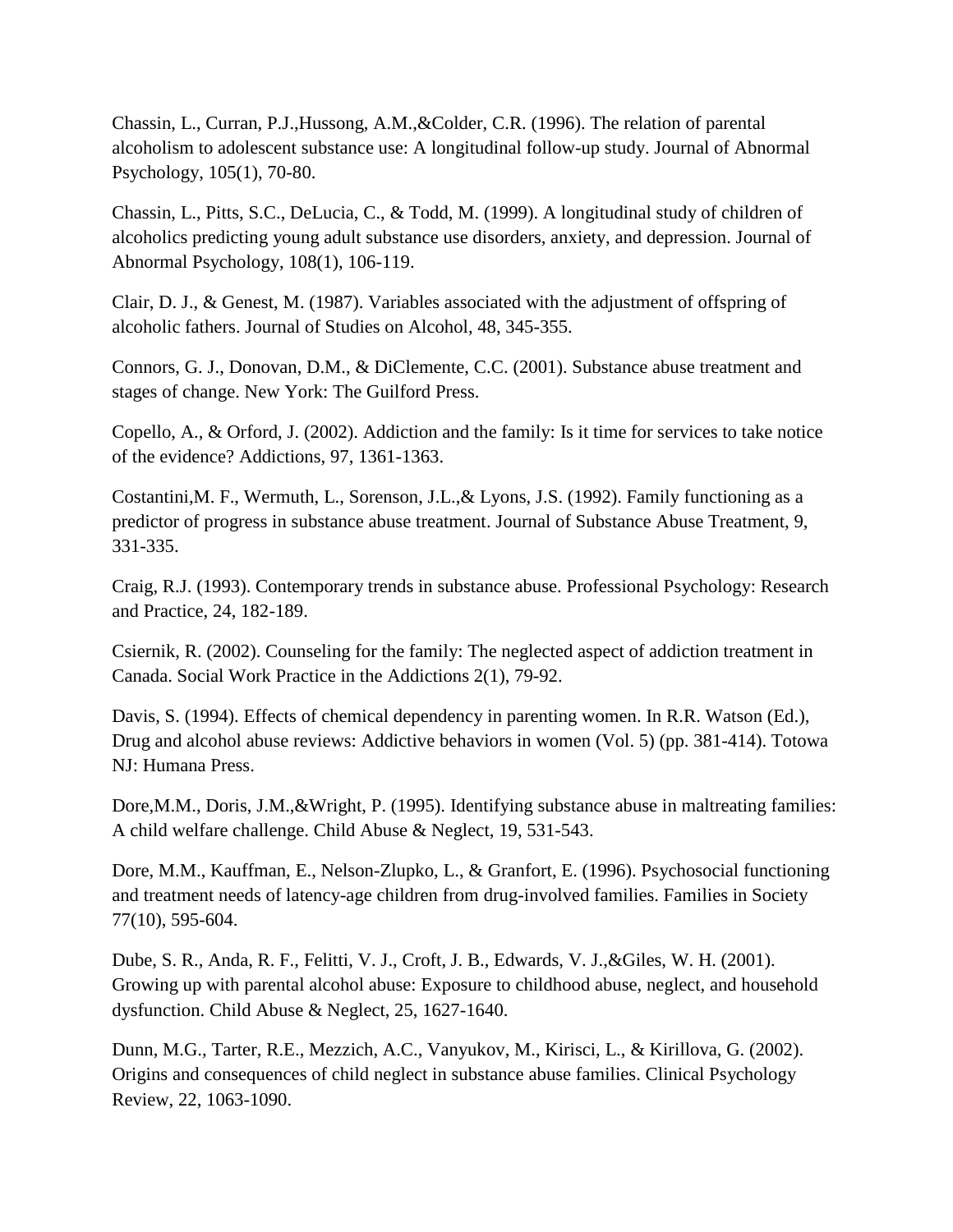Chassin, L., Curran, P.J.,Hussong, A.M.,&Colder, C.R. (1996). The relation of parental alcoholism to adolescent substance use: A longitudinal follow-up study. Journal of Abnormal Psychology, 105(1), 70-80.

Chassin, L., Pitts, S.C., DeLucia, C., & Todd, M. (1999). A longitudinal study of children of alcoholics predicting young adult substance use disorders, anxiety, and depression. Journal of Abnormal Psychology, 108(1), 106-119.

Clair, D. J., & Genest, M. (1987). Variables associated with the adjustment of offspring of alcoholic fathers. Journal of Studies on Alcohol, 48, 345-355.

Connors, G. J., Donovan, D.M., & DiClemente, C.C. (2001). Substance abuse treatment and stages of change. New York: The Guilford Press.

Copello, A., & Orford, J. (2002). Addiction and the family: Is it time for services to take notice of the evidence? Addictions, 97, 1361-1363.

Costantini,M. F., Wermuth, L., Sorenson, J.L.,& Lyons, J.S. (1992). Family functioning as a predictor of progress in substance abuse treatment. Journal of Substance Abuse Treatment, 9, 331-335.

Craig, R.J. (1993). Contemporary trends in substance abuse. Professional Psychology: Research and Practice, 24, 182-189.

Csiernik, R. (2002). Counseling for the family: The neglected aspect of addiction treatment in Canada. Social Work Practice in the Addictions 2(1), 79-92.

Davis, S. (1994). Effects of chemical dependency in parenting women. In R.R. Watson (Ed.), Drug and alcohol abuse reviews: Addictive behaviors in women (Vol. 5) (pp. 381-414). Totowa NJ: Humana Press.

Dore,M.M., Doris, J.M.,&Wright, P. (1995). Identifying substance abuse in maltreating families: A child welfare challenge. Child Abuse & Neglect, 19, 531-543.

Dore, M.M., Kauffman, E., Nelson-Zlupko, L., & Granfort, E. (1996). Psychosocial functioning and treatment needs of latency-age children from drug-involved families. Families in Society 77(10), 595-604.

Dube, S. R., Anda, R. F., Felitti, V. J., Croft, J. B., Edwards, V. J.,&Giles, W. H. (2001). Growing up with parental alcohol abuse: Exposure to childhood abuse, neglect, and household dysfunction. Child Abuse & Neglect, 25, 1627-1640.

Dunn, M.G., Tarter, R.E., Mezzich, A.C., Vanyukov, M., Kirisci, L., & Kirillova, G. (2002). Origins and consequences of child neglect in substance abuse families. Clinical Psychology Review, 22, 1063-1090.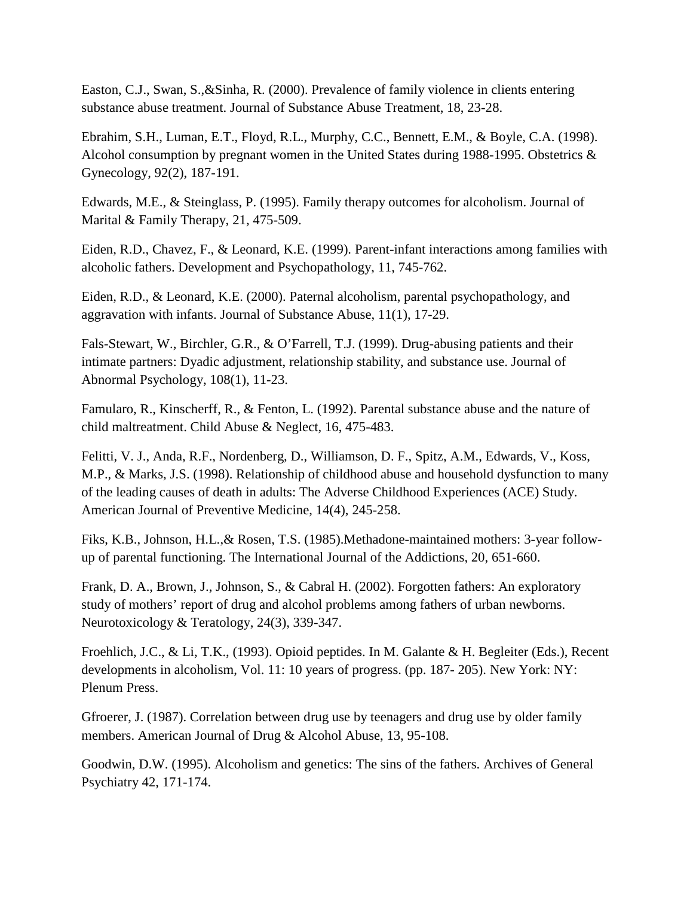Easton, C.J., Swan, S.,&Sinha, R. (2000). Prevalence of family violence in clients entering substance abuse treatment. Journal of Substance Abuse Treatment, 18, 23-28.

Ebrahim, S.H., Luman, E.T., Floyd, R.L., Murphy, C.C., Bennett, E.M., & Boyle, C.A. (1998). Alcohol consumption by pregnant women in the United States during 1988-1995. Obstetrics & Gynecology, 92(2), 187-191.

Edwards, M.E., & Steinglass, P. (1995). Family therapy outcomes for alcoholism. Journal of Marital & Family Therapy, 21, 475-509.

Eiden, R.D., Chavez, F., & Leonard, K.E. (1999). Parent-infant interactions among families with alcoholic fathers. Development and Psychopathology, 11, 745-762.

Eiden, R.D., & Leonard, K.E. (2000). Paternal alcoholism, parental psychopathology, and aggravation with infants. Journal of Substance Abuse, 11(1), 17-29.

Fals-Stewart, W., Birchler, G.R., & O'Farrell, T.J. (1999). Drug-abusing patients and their intimate partners: Dyadic adjustment, relationship stability, and substance use. Journal of Abnormal Psychology, 108(1), 11-23.

Famularo, R., Kinscherff, R., & Fenton, L. (1992). Parental substance abuse and the nature of child maltreatment. Child Abuse & Neglect, 16, 475-483.

Felitti, V. J., Anda, R.F., Nordenberg, D., Williamson, D. F., Spitz, A.M., Edwards, V., Koss, M.P., & Marks, J.S. (1998). Relationship of childhood abuse and household dysfunction to many of the leading causes of death in adults: The Adverse Childhood Experiences (ACE) Study. American Journal of Preventive Medicine, 14(4), 245-258.

Fiks, K.B., Johnson, H.L.,& Rosen, T.S. (1985).Methadone-maintained mothers: 3-year follow-up of parental functioning. The International Journal of the Addictions, 20, 651-660.

Frank, D. A., Brown, J., Johnson, S., & Cabral H. (2002). Forgotten fathers: An exploratory study of mothers' report of drug and alcohol problems among fathers of urban newborns. Neurotoxicology & Teratology, 24(3), 339-347.

Froehlich, J.C., & Li, T.K., (1993). Opioid peptides. In M. Galante & H. Begleiter (Eds.), Recent developments in alcoholism, Vol. 11: 10 years of progress. (pp. 187- 205). New York: NY: Plenum Press.

Gfroerer, J. (1987). Correlation between drug use by teenagers and drug use by older family members. American Journal of Drug & Alcohol Abuse, 13, 95-108.

Goodwin, D.W. (1995). Alcoholism and genetics: The sins of the fathers. Archives of General Psychiatry 42, 171-174.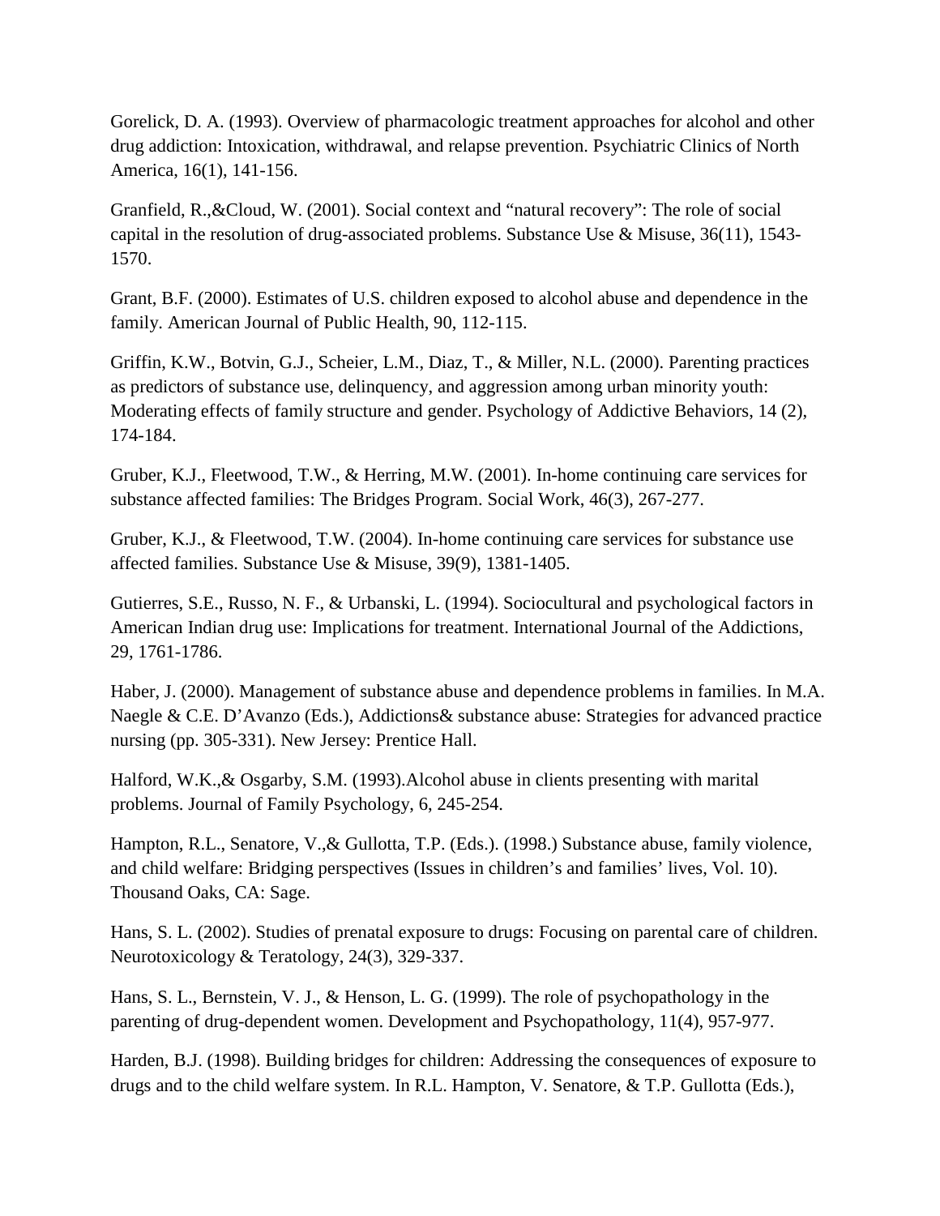Gorelick, D. A. (1993). Overview of pharmacologic treatment approaches for alcohol and other drug addiction: Intoxication, withdrawal, and relapse prevention. Psychiatric Clinics of North America, 16(1), 141-156.

Granfield, R.,&Cloud, W. (2001). Social context and "natural recovery": The role of social capital in the resolution of drug-associated problems. Substance Use & Misuse, 36(11), 1543-1570.

Grant, B.F. (2000). Estimates of U.S. children exposed to alcohol abuse and dependence in the family. American Journal of Public Health, 90, 112-115.

Griffin, K.W., Botvin, G.J., Scheier, L.M., Diaz, T., & Miller, N.L. (2000). Parenting practices as predictors of substance use, delinquency, and aggression among urban minority youth: Moderating effects of family structure and gender. Psychology of Addictive Behaviors, 14 (2), 174-184.

Gruber, K.J., Fleetwood, T.W., & Herring, M.W. (2001). In-home continuing care services for substance affected families: The Bridges Program. Social Work, 46(3), 267-277.

Gruber, K.J., & Fleetwood, T.W. (2004). In-home continuing care services for substance use affected families. Substance Use & Misuse, 39(9), 1381-1405.

Gutierres, S.E., Russo, N. F., & Urbanski, L. (1994). Sociocultural and psychological factors in American Indian drug use: Implications for treatment. International Journal of the Addictions, 29, 1761-1786.

Haber, J. (2000). Management of substance abuse and dependence problems in families. In M.A. Naegle & C.E. D'Avanzo (Eds.), Addictions& substance abuse: Strategies for advanced practice nursing (pp. 305-331). New Jersey: Prentice Hall.

Halford, W.K.,& Osgarby, S.M. (1993).Alcohol abuse in clients presenting with marital problems. Journal of Family Psychology, 6, 245-254.

Hampton, R.L., Senatore, V.,& Gullotta, T.P. (Eds.). (1998.) Substance abuse, family violence, and child welfare: Bridging perspectives (Issues in children's and families' lives, Vol. 10). Thousand Oaks, CA: Sage.

Hans, S. L. (2002). Studies of prenatal exposure to drugs: Focusing on parental care of children. Neurotoxicology & Teratology, 24(3), 329-337.

Hans, S. L., Bernstein, V. J., & Henson, L. G. (1999). The role of psychopathology in the parenting of drug-dependent women. Development and Psychopathology, 11(4), 957-977.

Harden, B.J. (1998). Building bridges for children: Addressing the consequences of exposure to drugs and to the child welfare system. In R.L. Hampton, V. Senatore, & T.P. Gullotta (Eds.),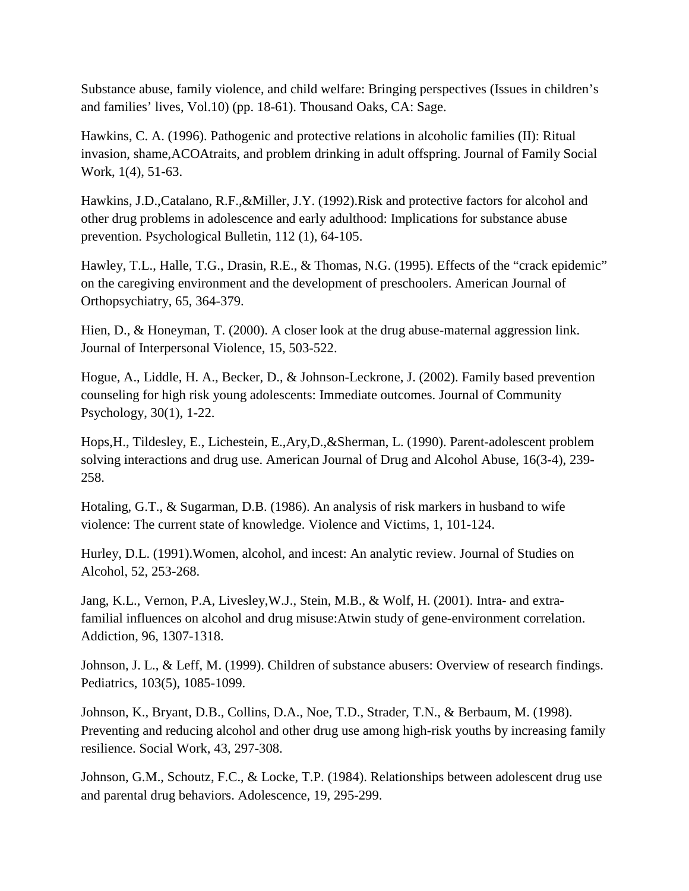Substance abuse, family violence, and child welfare: Bringing perspectives (Issues in children's and families' lives, Vol.10) (pp. 18-61). Thousand Oaks, CA: Sage.

Hawkins, C. A. (1996). Pathogenic and protective relations in alcoholic families (II): Ritual invasion, shame,ACOAtraits, and problem drinking in adult offspring. Journal of Family Social Work, 1(4), 51-63.

Hawkins, J.D.,Catalano, R.F.,&Miller, J.Y. (1992).Risk and protective factors for alcohol and other drug problems in adolescence and early adulthood: Implications for substance abuse prevention. Psychological Bulletin, 112 (1), 64-105.

Hawley, T.L., Halle, T.G., Drasin, R.E., & Thomas, N.G. (1995). Effects of the "crack epidemic" on the caregiving environment and the development of preschoolers. American Journal of Orthopsychiatry, 65, 364-379.

Hien, D., & Honeyman, T. (2000). A closer look at the drug abuse-maternal aggression link. Journal of Interpersonal Violence, 15, 503-522.

Hogue, A., Liddle, H. A., Becker, D., & Johnson-Leckrone, J. (2002). Family based prevention counseling for high risk young adolescents: Immediate outcomes. Journal of Community Psychology, 30(1), 1-22.

Hops,H., Tildesley, E., Lichestein, E.,Ary,D.,&Sherman, L. (1990). Parent-adolescent problem solving interactions and drug use. American Journal of Drug and Alcohol Abuse, 16(3-4), 239-258.

Hotaling, G.T., & Sugarman, D.B. (1986). An analysis of risk markers in husband to wife violence: The current state of knowledge. Violence and Victims, 1, 101-124.

Hurley, D.L. (1991).Women, alcohol, and incest: An analytic review. Journal of Studies on Alcohol, 52, 253-268.

Jang, K.L., Vernon, P.A, Livesley,W.J., Stein, M.B., & Wolf, H. (2001). Intra- and extra-familial influences on alcohol and drug misuse:Atwin study of gene-environment correlation. Addiction, 96, 1307-1318.

Johnson, J. L., & Leff, M. (1999). Children of substance abusers: Overview of research findings. Pediatrics, 103(5), 1085-1099.

Johnson, K., Bryant, D.B., Collins, D.A., Noe, T.D., Strader, T.N., & Berbaum, M. (1998). Preventing and reducing alcohol and other drug use among high-risk youths by increasing family resilience. Social Work, 43, 297-308.

Johnson, G.M., Schoutz, F.C., & Locke, T.P. (1984). Relationships between adolescent drug use and parental drug behaviors. Adolescence, 19, 295-299.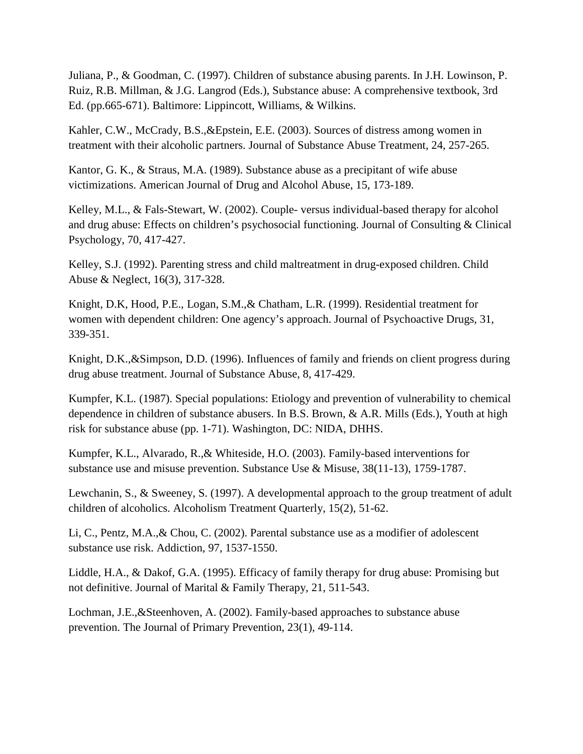Juliana, P., & Goodman, C. (1997). Children of substance abusing parents. In J.H. Lowinson, P. Ruiz, R.B. Millman, & J.G. Langrod (Eds.), Substance abuse: A comprehensive textbook, 3rd Ed. (pp.665-671). Baltimore: Lippincott, Williams, & Wilkins.

Kahler, C.W., McCrady, B.S.,&Epstein, E.E. (2003). Sources of distress among women in treatment with their alcoholic partners. Journal of Substance Abuse Treatment, 24, 257-265.

Kantor, G. K., & Straus, M.A. (1989). Substance abuse as a precipitant of wife abuse victimizations. American Journal of Drug and Alcohol Abuse, 15, 173-189.

Kelley, M.L., & Fals-Stewart, W. (2002). Couple- versus individual-based therapy for alcohol and drug abuse: Effects on children's psychosocial functioning. Journal of Consulting & Clinical Psychology, 70, 417-427.

Kelley, S.J. (1992). Parenting stress and child maltreatment in drug-exposed children. Child Abuse & Neglect, 16(3), 317-328.

Knight, D.K, Hood, P.E., Logan, S.M.,& Chatham, L.R. (1999). Residential treatment for women with dependent children: One agency's approach. Journal of Psychoactive Drugs, 31, 339-351.

Knight, D.K.,&Simpson, D.D. (1996). Influences of family and friends on client progress during drug abuse treatment. Journal of Substance Abuse, 8, 417-429.

Kumpfer, K.L. (1987). Special populations: Etiology and prevention of vulnerability to chemical dependence in children of substance abusers. In B.S. Brown, & A.R. Mills (Eds.), Youth at high risk for substance abuse (pp. 1-71). Washington, DC: NIDA, DHHS.

Kumpfer, K.L., Alvarado, R.,& Whiteside, H.O. (2003). Family-based interventions for substance use and misuse prevention. Substance Use & Misuse, 38(11-13), 1759-1787.

Lewchanin, S., & Sweeney, S. (1997). A developmental approach to the group treatment of adult children of alcoholics. Alcoholism Treatment Quarterly, 15(2), 51-62.

Li, C., Pentz, M.A.,& Chou, C. (2002). Parental substance use as a modifier of adolescent substance use risk. Addiction, 97, 1537-1550.

Liddle, H.A., & Dakof, G.A. (1995). Efficacy of family therapy for drug abuse: Promising but not definitive. Journal of Marital & Family Therapy, 21, 511-543.

Lochman, J.E.,&Steenhoven, A. (2002). Family-based approaches to substance abuse prevention. The Journal of Primary Prevention, 23(1), 49-114.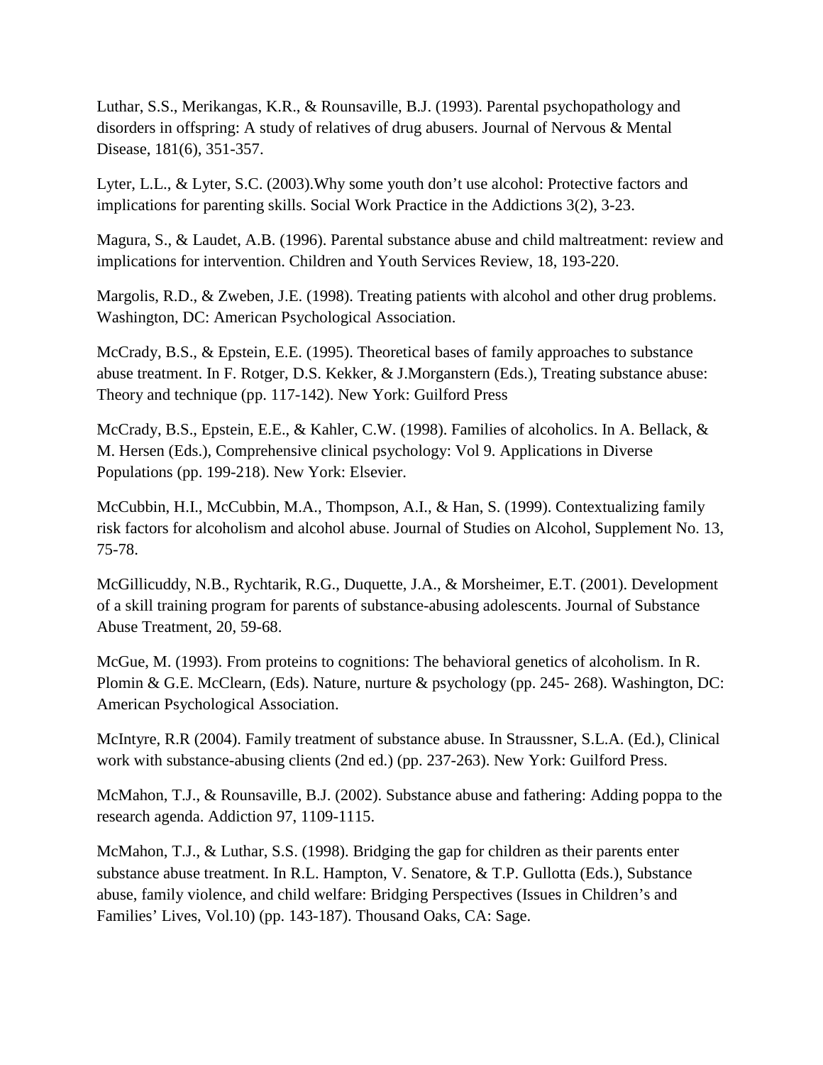Luthar, S.S., Merikangas, K.R., & Rounsaville, B.J. (1993). Parental psychopathology and disorders in offspring: A study of relatives of drug abusers. Journal of Nervous & Mental Disease, 181(6), 351-357.

Lyter, L.L., & Lyter, S.C. (2003).Why some youth don't use alcohol: Protective factors and implications for parenting skills. Social Work Practice in the Addictions 3(2), 3-23.

Magura, S., & Laudet, A.B. (1996). Parental substance abuse and child maltreatment: review and implications for intervention. Children and Youth Services Review, 18, 193-220.

Margolis, R.D., & Zweben, J.E. (1998). Treating patients with alcohol and other drug problems. Washington, DC: American Psychological Association.

McCrady, B.S., & Epstein, E.E. (1995). Theoretical bases of family approaches to substance abuse treatment. In F. Rotger, D.S. Kekker, & J.Morganstern (Eds.), Treating substance abuse: Theory and technique (pp. 117-142). New York: Guilford Press

McCrady, B.S., Epstein, E.E., & Kahler, C.W. (1998). Families of alcoholics. In A. Bellack, & M. Hersen (Eds.), Comprehensive clinical psychology: Vol 9. Applications in Diverse Populations (pp. 199-218). New York: Elsevier.

McCubbin, H.I., McCubbin, M.A., Thompson, A.I., & Han, S. (1999). Contextualizing family risk factors for alcoholism and alcohol abuse. Journal of Studies on Alcohol, Supplement No. 13, 75-78.

McGillicuddy, N.B., Rychtarik, R.G., Duquette, J.A., & Morsheimer, E.T. (2001). Development of a skill training program for parents of substance-abusing adolescents. Journal of Substance Abuse Treatment, 20, 59-68.

McGue, M. (1993). From proteins to cognitions: The behavioral genetics of alcoholism. In R. Plomin & G.E. McClearn, (Eds). Nature, nurture & psychology (pp. 245- 268). Washington, DC: American Psychological Association.

McIntyre, R.R (2004). Family treatment of substance abuse. In Straussner, S.L.A. (Ed.), Clinical work with substance-abusing clients (2nd ed.) (pp. 237-263). New York: Guilford Press.

McMahon, T.J., & Rounsaville, B.J. (2002). Substance abuse and fathering: Adding poppa to the research agenda. Addiction 97, 1109-1115.

McMahon, T.J., & Luthar, S.S. (1998). Bridging the gap for children as their parents enter substance abuse treatment. In R.L. Hampton, V. Senatore, & T.P. Gullotta (Eds.), Substance abuse, family violence, and child welfare: Bridging Perspectives (Issues in Children's and Families' Lives, Vol.10) (pp. 143-187). Thousand Oaks, CA: Sage.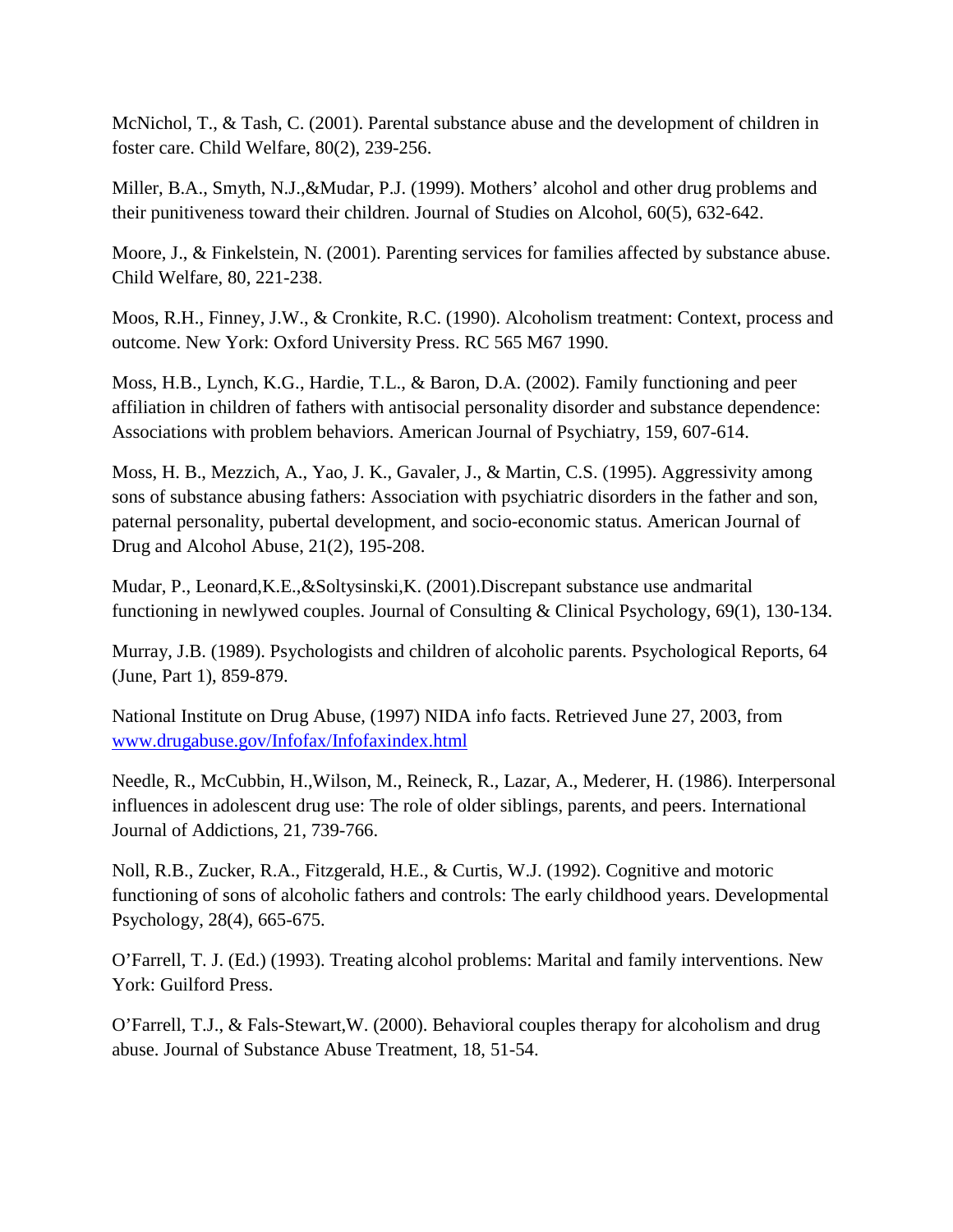McNichol, T., & Tash, C. (2001). Parental substance abuse and the development of children in foster care. Child Welfare, 80(2), 239-256.

Miller, B.A., Smyth, N.J.,&Mudar, P.J. (1999). Mothers' alcohol and other drug problems and their punitiveness toward their children. Journal of Studies on Alcohol, 60(5), 632-642.

Moore, J., & Finkelstein, N. (2001). Parenting services for families affected by substance abuse. Child Welfare, 80, 221-238.

Moos, R.H., Finney, J.W., & Cronkite, R.C. (1990). Alcoholism treatment: Context, process and outcome. New York: Oxford University Press. RC 565 M67 1990.

Moss, H.B., Lynch, K.G., Hardie, T.L., & Baron, D.A. (2002). Family functioning and peer affiliation in children of fathers with antisocial personality disorder and substance dependence: Associations with problem behaviors. American Journal of Psychiatry, 159, 607-614.

Moss, H. B., Mezzich, A., Yao, J. K., Gavaler, J., & Martin, C.S. (1995). Aggressivity among sons of substance abusing fathers: Association with psychiatric disorders in the father and son, paternal personality, pubertal development, and socio-economic status. American Journal of Drug and Alcohol Abuse, 21(2), 195-208.

Mudar, P., Leonard,K.E.,&Soltysinski,K. (2001).Discrepant substance use andmarital functioning in newlywed couples. Journal of Consulting & Clinical Psychology, 69(1), 130-134.

Murray, J.B. (1989). Psychologists and children of alcoholic parents. Psychological Reports, 64 (June, Part 1), 859-879.

National Institute on Drug Abuse, (1997) NIDA info facts. Retrieved June 27, 2003, from [www.drugabuse.gov/Infofax/Infofaxindex.html](www.drugabuse.gov/Infofax/Infofaxindex.html)

Needle, R., McCubbin, H.,Wilson, M., Reineck, R., Lazar, A., Mederer, H. (1986). Interpersonal influences in adolescent drug use: The role of older siblings, parents, and peers. International Journal of Addictions, 21, 739-766.

Noll, R.B., Zucker, R.A., Fitzgerald, H.E., & Curtis, W.J. (1992). Cognitive and motoric functioning of sons of alcoholic fathers and controls: The early childhood years. Developmental Psychology, 28(4), 665-675.

O'Farrell, T. J. (Ed.) (1993). Treating alcohol problems: Marital and family interventions. New York: Guilford Press.

O'Farrell, T.J., & Fals-Stewart,W. (2000). Behavioral couples therapy for alcoholism and drug abuse. Journal of Substance Abuse Treatment, 18, 51-54.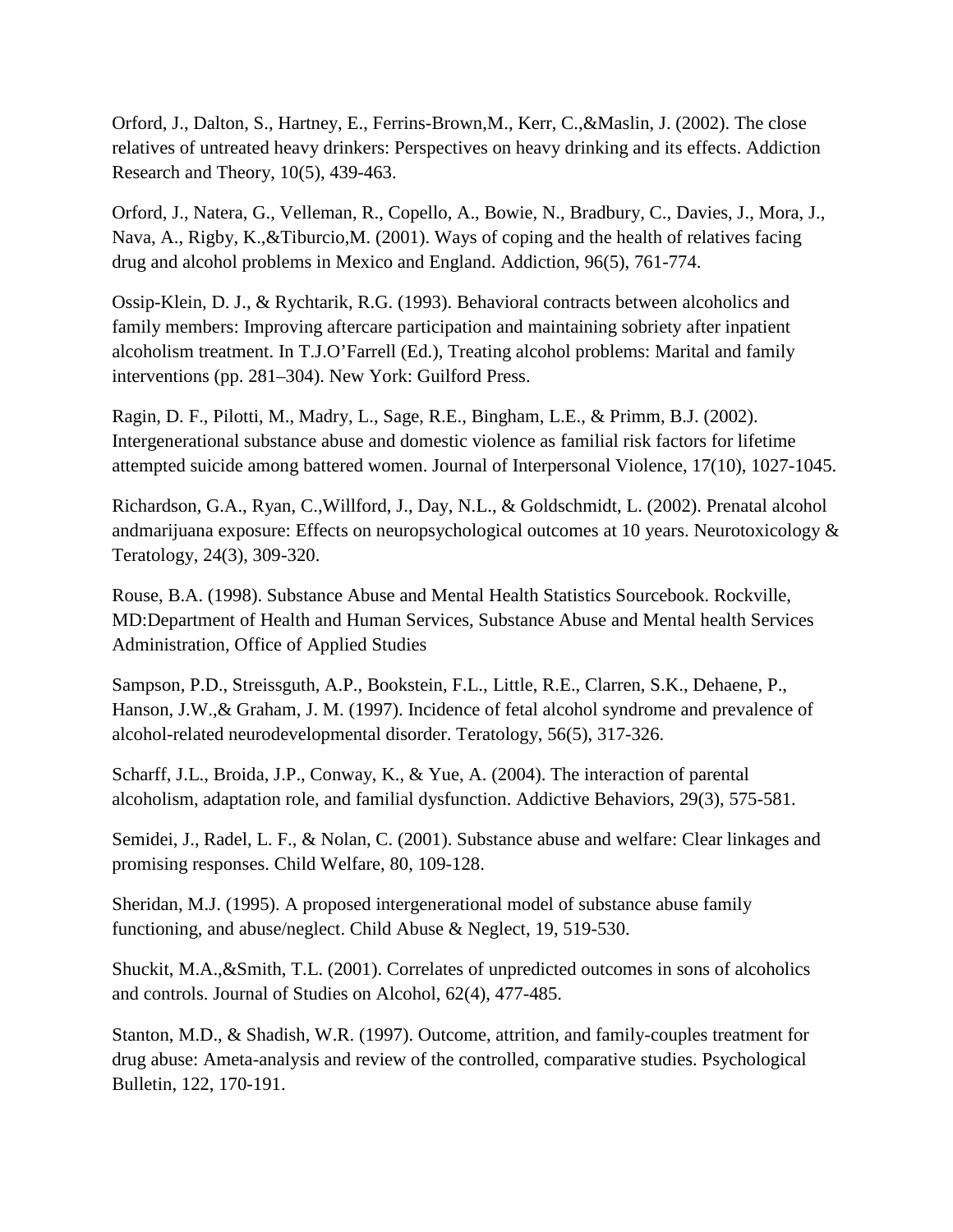Orford, J., Dalton, S., Hartney, E., Ferrins-Brown,M., Kerr, C.,&Maslin, J. (2002). The close relatives of untreated heavy drinkers: Perspectives on heavy drinking and its effects. Addiction Research and Theory, 10(5), 439-463.

Orford, J., Natera, G., Velleman, R., Copello, A., Bowie, N., Bradbury, C., Davies, J., Mora, J., Nava, A., Rigby, K.,&Tiburcio,M. (2001). Ways of coping and the health of relatives facing drug and alcohol problems in Mexico and England. Addiction, 96(5), 761-774.

Ossip-Klein, D. J., & Rychtarik, R.G. (1993). Behavioral contracts between alcoholics and family members: Improving aftercare participation and maintaining sobriety after inpatient alcoholism treatment. In T.J.O'Farrell (Ed.), Treating alcohol problems: Marital and family interventions (pp. 281–304). New York: Guilford Press.

Ragin, D. F., Pilotti, M., Madry, L., Sage, R.E., Bingham, L.E., & Primm, B.J. (2002). Intergenerational substance abuse and domestic violence as familial risk factors for lifetime attempted suicide among battered women. Journal of Interpersonal Violence, 17(10), 1027-1045.

Richardson, G.A., Ryan, C.,Willford, J., Day, N.L., & Goldschmidt, L. (2002). Prenatal alcohol andmarijuana exposure: Effects on neuropsychological outcomes at 10 years. Neurotoxicology & Teratology, 24(3), 309-320.

Rouse, B.A. (1998). Substance Abuse and Mental Health Statistics Sourcebook. Rockville, MD:Department of Health and Human Services, Substance Abuse and Mental health Services Administration, Office of Applied Studies

Sampson, P.D., Streissguth, A.P., Bookstein, F.L., Little, R.E., Clarren, S.K., Dehaene, P., Hanson, J.W.,& Graham, J. M. (1997). Incidence of fetal alcohol syndrome and prevalence of alcohol-related neurodevelopmental disorder. Teratology, 56(5), 317-326.

Scharff, J.L., Broida, J.P., Conway, K., & Yue, A. (2004). The interaction of parental alcoholism, adaptation role, and familial dysfunction. Addictive Behaviors, 29(3), 575-581.

Semidei, J., Radel, L. F., & Nolan, C. (2001). Substance abuse and welfare: Clear linkages and promising responses. Child Welfare, 80, 109-128.

Sheridan, M.J. (1995). A proposed intergenerational model of substance abuse family functioning, and abuse/neglect. Child Abuse & Neglect, 19, 519-530.

Shuckit, M.A.,&Smith, T.L. (2001). Correlates of unpredicted outcomes in sons of alcoholics and controls. Journal of Studies on Alcohol, 62(4), 477-485.

Stanton, M.D., & Shadish, W.R. (1997). Outcome, attrition, and family-couples treatment for drug abuse: Ameta-analysis and review of the controlled, comparative studies. Psychological Bulletin, 122, 170-191.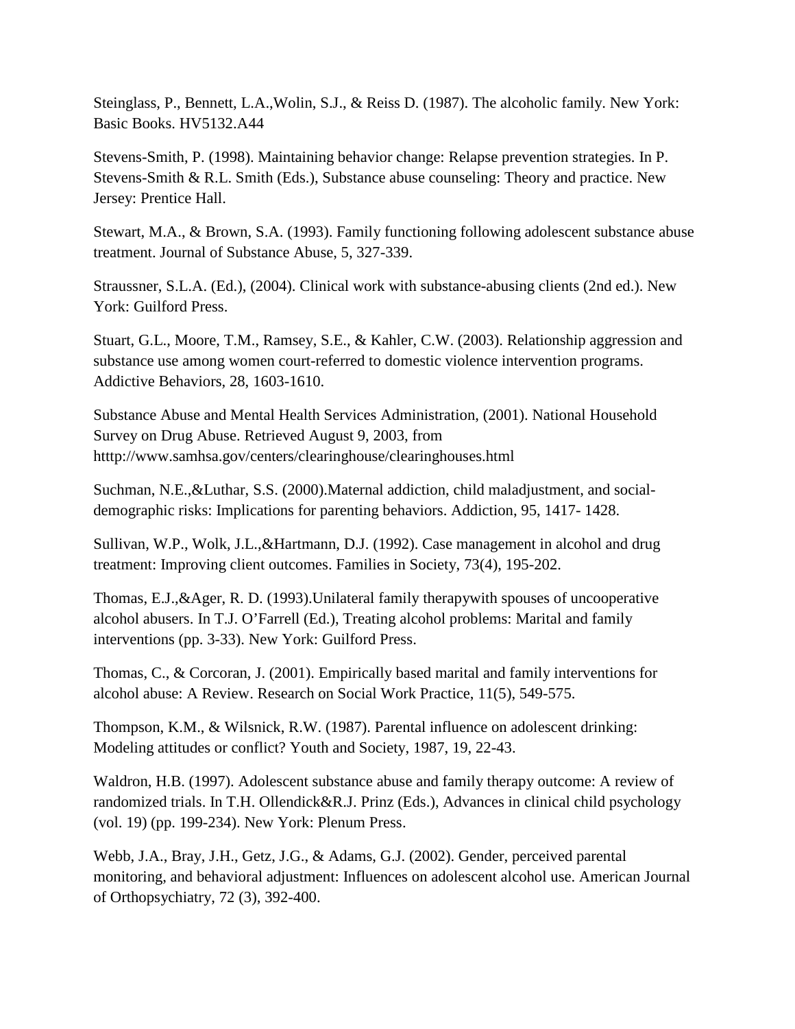Steinglass, P., Bennett, L.A.,Wolin, S.J., & Reiss D. (1987). The alcoholic family. New York: Basic Books. HV5132.A44

Stevens-Smith, P. (1998). Maintaining behavior change: Relapse prevention strategies. In P. Stevens-Smith & R.L. Smith (Eds.), Substance abuse counseling: Theory and practice. New Jersey: Prentice Hall.

Stewart, M.A., & Brown, S.A. (1993). Family functioning following adolescent substance abuse treatment. Journal of Substance Abuse, 5, 327-339.

Straussner, S.L.A. (Ed.), (2004). Clinical work with substance-abusing clients (2nd ed.). New York: Guilford Press.

Stuart, G.L., Moore, T.M., Ramsey, S.E., & Kahler, C.W. (2003). Relationship aggression and substance use among women court-referred to domestic violence intervention programs. Addictive Behaviors, 28, 1603-1610.

Substance Abuse and Mental Health Services Administration, (2001). National Household Survey on Drug Abuse. Retrieved August 9, 2003, from htttp://www.samhsa.gov/centers/clearinghouse/clearinghouses.html

Suchman, N.E.,&Luthar, S.S. (2000).Maternal addiction, child maladjustment, and social-demographic risks: Implications for parenting behaviors. Addiction, 95, 1417- 1428.

Sullivan, W.P., Wolk, J.L.,&Hartmann, D.J. (1992). Case management in alcohol and drug treatment: Improving client outcomes. Families in Society, 73(4), 195-202.

Thomas, E.J.,&Ager, R. D. (1993).Unilateral family therapywith spouses of uncooperative alcohol abusers. In T.J. O'Farrell (Ed.), Treating alcohol problems: Marital and family interventions (pp. 3-33). New York: Guilford Press.

Thomas, C., & Corcoran, J. (2001). Empirically based marital and family interventions for alcohol abuse: A Review. Research on Social Work Practice, 11(5), 549-575.

Thompson, K.M., & Wilsnick, R.W. (1987). Parental influence on adolescent drinking: Modeling attitudes or conflict? Youth and Society, 1987, 19, 22-43.

Waldron, H.B. (1997). Adolescent substance abuse and family therapy outcome: A review of randomized trials. In T.H. Ollendick&R.J. Prinz (Eds.), Advances in clinical child psychology (vol. 19) (pp. 199-234). New York: Plenum Press.

Webb, J.A., Bray, J.H., Getz, J.G., & Adams, G.J. (2002). Gender, perceived parental monitoring, and behavioral adjustment: Influences on adolescent alcohol use. American Journal of Orthopsychiatry, 72 (3), 392-400.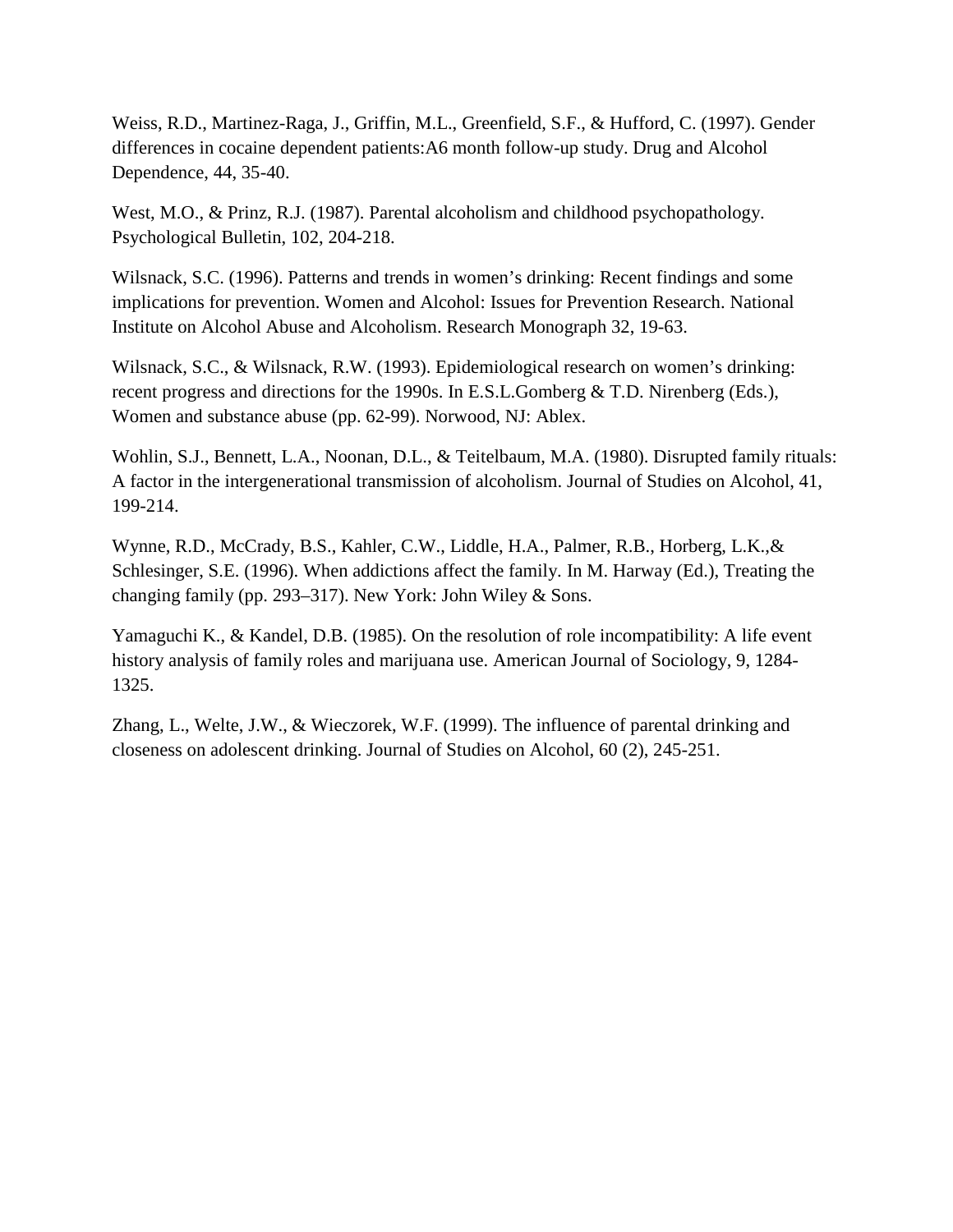Weiss, R.D., Martinez-Raga, J., Griffin, M.L., Greenfield, S.F., & Hufford, C. (1997). Gender differences in cocaine dependent patients:A6 month follow-up study. Drug and Alcohol Dependence, 44, 35-40.

West, M.O., & Prinz, R.J. (1987). Parental alcoholism and childhood psychopathology. Psychological Bulletin, 102, 204-218.

Wilsnack, S.C. (1996). Patterns and trends in women's drinking: Recent findings and some implications for prevention. Women and Alcohol: Issues for Prevention Research. National Institute on Alcohol Abuse and Alcoholism. Research Monograph 32, 19-63.

Wilsnack, S.C., & Wilsnack, R.W. (1993). Epidemiological research on women's drinking: recent progress and directions for the 1990s. In E.S.L.Gomberg & T.D. Nirenberg (Eds.), Women and substance abuse (pp. 62-99). Norwood, NJ: Ablex.

Wohlin, S.J., Bennett, L.A., Noonan, D.L., & Teitelbaum, M.A. (1980). Disrupted family rituals: A factor in the intergenerational transmission of alcoholism. Journal of Studies on Alcohol, 41, 199-214.

Wynne, R.D., McCrady, B.S., Kahler, C.W., Liddle, H.A., Palmer, R.B., Horberg, L.K.,& Schlesinger, S.E. (1996). When addictions affect the family. In M. Harway (Ed.), Treating the changing family (pp. 293–317). New York: John Wiley & Sons.

Yamaguchi K., & Kandel, D.B. (1985). On the resolution of role incompatibility: A life event history analysis of family roles and marijuana use. American Journal of Sociology, 9, 1284-1325.

Zhang, L., Welte, J.W., & Wieczorek, W.F. (1999). The influence of parental drinking and closeness on adolescent drinking. Journal of Studies on Alcohol, 60 (2), 245-251.